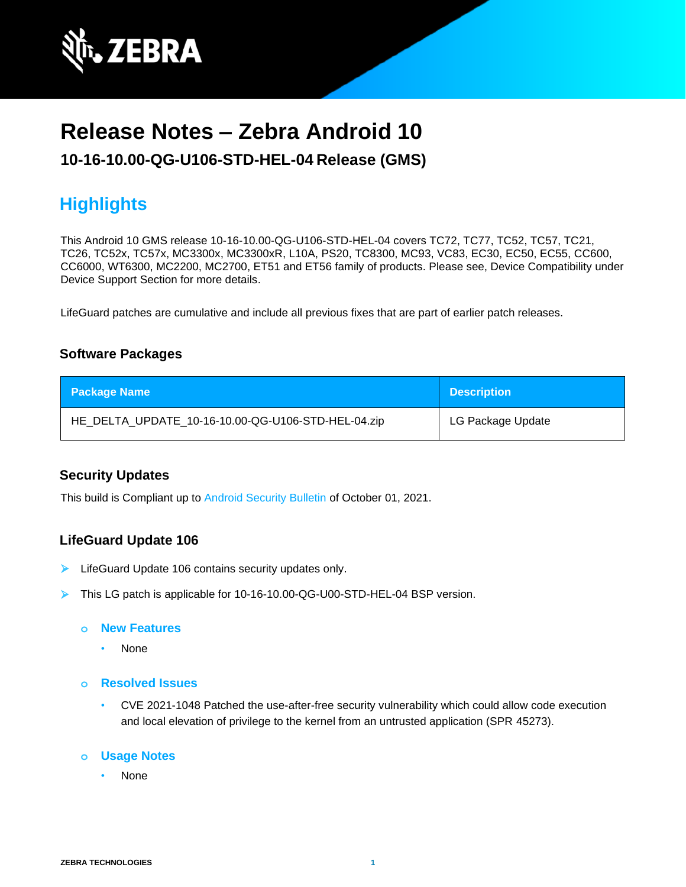# Release Notes – Zebra Android 10

## 10-16-10.00-QG-U106-STD-HEL-04 Release (GMS)

## Highlights

This Android 10 GMS release 10-16-10.00-QG-U106-STD-HEL-04 covers TC72, TC77, TC52, TC57, TC21, TC26, TC52x, TC57x, MC3300x, MC3300xR, L10A, PS20, TC8300, MC93, VC83, EC30, EC50, EC55, CC600, CC6000, WT6300, MC2200, MC2700, ET51 and ET56 family of products. Please see, Device Compatibility under Device Support Section for more details.

LifeGuard patches are cumulative and include all previous fixes that are part of earlier patch releases.

### Software Packages

| Package Name | Description |
| --- | --- |
| HE_DELTA_UPDATE_10-16-10.00-QG-U106-STD-HEL-04.zip | LG Package Update |

### Security Updates

This build is Compliant up to Android Security Bulletin of October 01, 2021.

### LifeGuard Update 106

- LifeGuard Update 106 contains security updates only.
- This LG patch is applicable for 10-16-10.00-QG-U00-STD-HEL-04 BSP version.
  - **New Features**
    - None
  - **Resolved Issues**
    - CVE 2021-1048 Patched the use-after-free security vulnerability which could allow code execution and local elevation of privilege to the kernel from an untrusted application (SPR 45273).
  - **Usage Notes**
    - None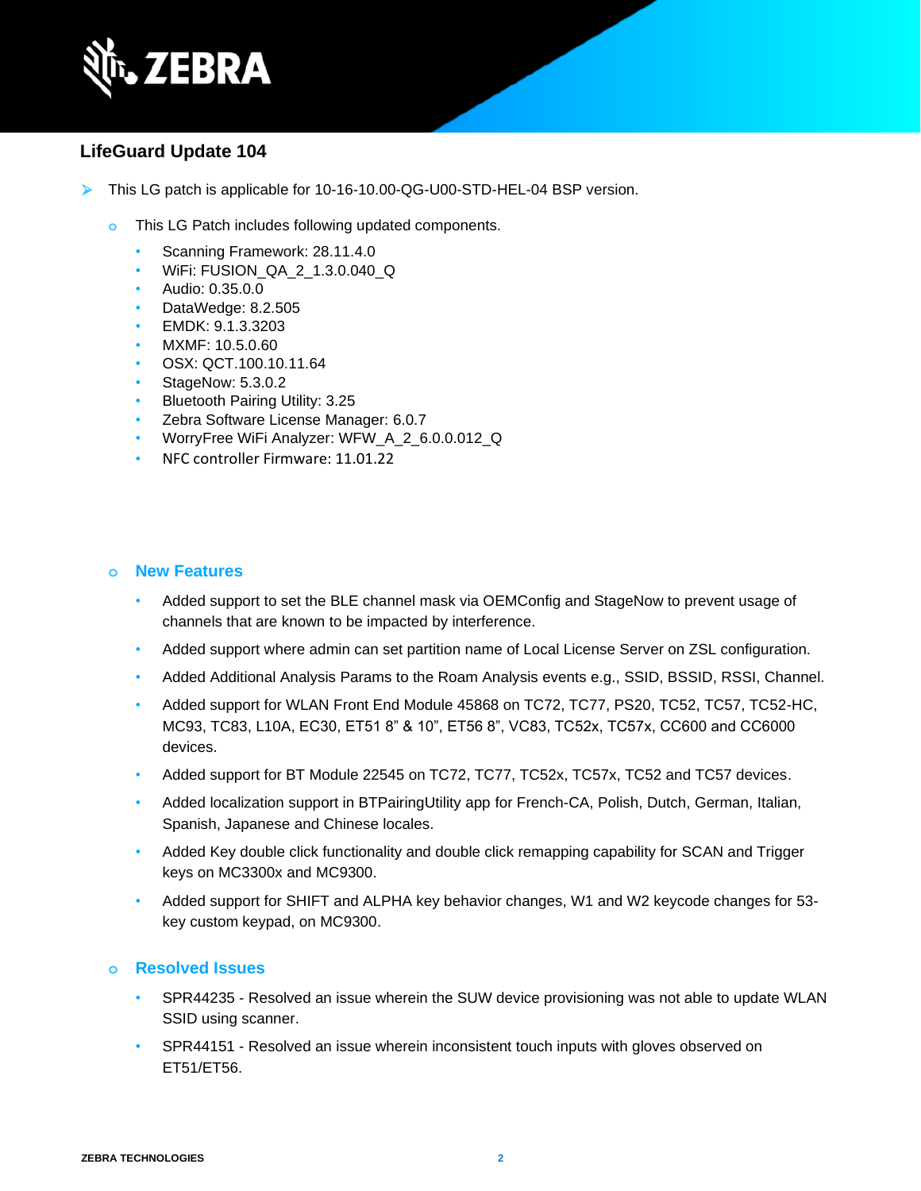## LifeGuard Update 104

- This LG patch is applicable for 10-16-10.00-QG-U00-STD-HEL-04 BSP version.
  - This LG Patch includes following updated components.
    - Scanning Framework: 28.11.4.0
    - WiFi: FUSION_QA_2_1.3.0.040_Q
    - Audio: 0.35.0.0
    - DataWedge: 8.2.505
    - EMDK: 9.1.3.3203
    - MXMF: 10.5.0.60
    - OSX: QCT.100.10.11.64
    - StageNow: 5.3.0.2
    - Bluetooth Pairing Utility: 3.25
    - Zebra Software License Manager: 6.0.7
    - WorryFree WiFi Analyzer: WFW_A_2_6.0.0.012_Q
    - NFC controller Firmware: 11.01.22

  - **New Features**
    - Added support to set the BLE channel mask via OEMConfig and StageNow to prevent usage of channels that are known to be impacted by interference.
    - Added support where admin can set partition name of Local License Server on ZSL configuration.
    - Added Additional Analysis Params to the Roam Analysis events e.g., SSID, BSSID, RSSI, Channel.
    - Added support for WLAN Front End Module 45868 on TC72, TC77, PS20, TC52, TC57, TC52-HC, MC93, TC83, L10A, EC30, ET51 8” & 10”, ET56 8”, VC83, TC52x, TC57x, CC600 and CC6000 devices.
    - Added support for BT Module 22545 on TC72, TC77, TC52x, TC57x, TC52 and TC57 devices.
    - Added localization support in BTPairingUtility app for French-CA, Polish, Dutch, German, Italian, Spanish, Japanese and Chinese locales.
    - Added Key double click functionality and double click remapping capability for SCAN and Trigger keys on MC3300x and MC9300.
    - Added support for SHIFT and ALPHA key behavior changes, W1 and W2 keycode changes for 53-key custom keypad, on MC9300.

  - **Resolved Issues**
    - SPR44235 - Resolved an issue wherein the SUW device provisioning was not able to update WLAN SSID using scanner.
    - SPR44151 - Resolved an issue wherein inconsistent touch inputs with gloves observed on ET51/ET56.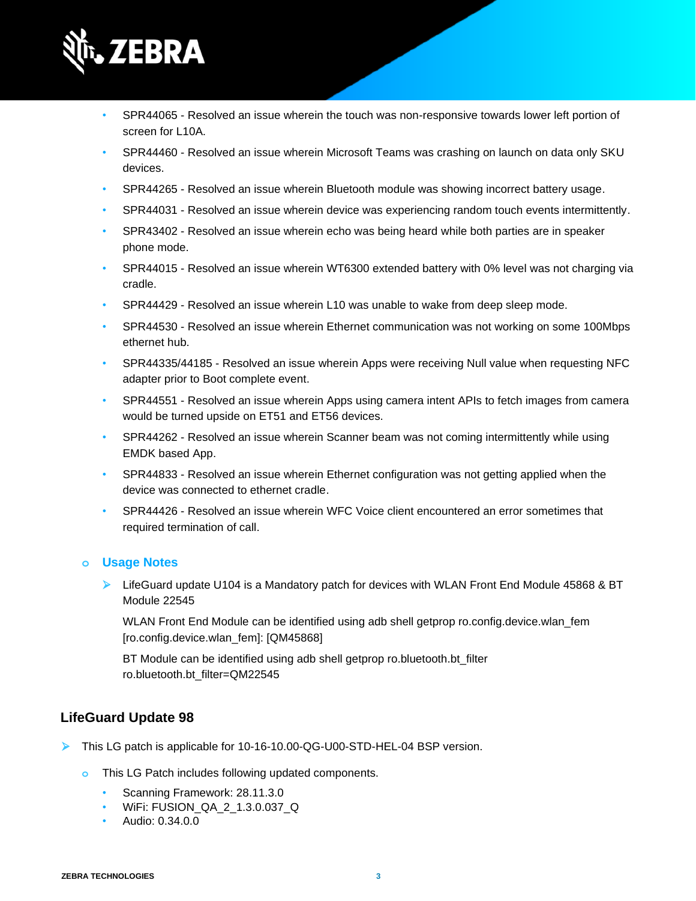- SPR44065 - Resolved an issue wherein the touch was non-responsive towards lower left portion of screen for L10A.
- SPR44460 - Resolved an issue wherein Microsoft Teams was crashing on launch on data only SKU devices.
- SPR44265 - Resolved an issue wherein Bluetooth module was showing incorrect battery usage.
- SPR44031 - Resolved an issue wherein device was experiencing random touch events intermittently.
- SPR43402 - Resolved an issue wherein echo was being heard while both parties are in speaker phone mode.
- SPR44015 - Resolved an issue wherein WT6300 extended battery with 0% level was not charging via cradle.
- SPR44429 - Resolved an issue wherein L10 was unable to wake from deep sleep mode.
- SPR44530 - Resolved an issue wherein Ethernet communication was not working on some 100Mbps ethernet hub.
- SPR44335/44185 - Resolved an issue wherein Apps were receiving Null value when requesting NFC adapter prior to Boot complete event.
- SPR44551 - Resolved an issue wherein Apps using camera intent APIs to fetch images from camera would be turned upside on ET51 and ET56 devices.
- SPR44262 - Resolved an issue wherein Scanner beam was not coming intermittently while using EMDK based App.
- SPR44833 - Resolved an issue wherein Ethernet configuration was not getting applied when the device was connected to ethernet cradle.
- SPR44426 - Resolved an issue wherein WFC Voice client encountered an error sometimes that required termination of call.

- **Usage Notes**
  - LifeGuard update U104 is a Mandatory patch for devices with WLAN Front End Module 45868 & BT Module 22545

    WLAN Front End Module can be identified using adb shell getprop ro.config.device.wlan_fem [ro.config.device.wlan_fem]: [QM45868]

    BT Module can be identified using adb shell getprop ro.bluetooth.bt_filter ro.bluetooth.bt_filter=QM22545

## LifeGuard Update 98

- This LG patch is applicable for 10-16-10.00-QG-U00-STD-HEL-04 BSP version.
  - This LG Patch includes following updated components.
    - Scanning Framework: 28.11.3.0
    - WiFi: FUSION_QA_2_1.3.0.037_Q
    - Audio: 0.34.0.0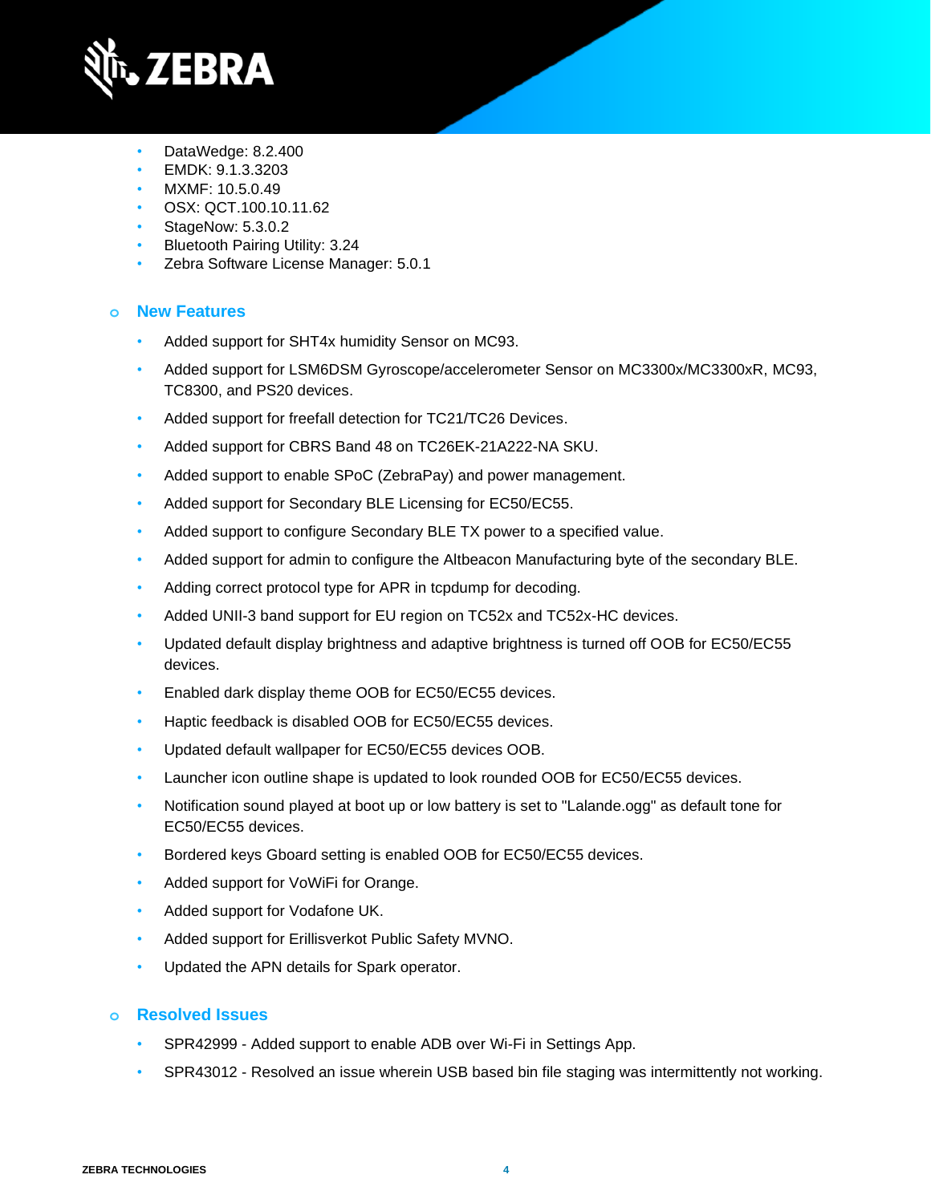- DataWedge: 8.2.400
- EMDK: 9.1.3.3203
- MXMF: 10.5.0.49
- OSX: QCT.100.10.11.62
- StageNow: 5.3.0.2
- Bluetooth Pairing Utility: 3.24
- Zebra Software License Manager: 5.0.1

### New Features

- Added support for SHT4x humidity Sensor on MC93.
- Added support for LSM6DSM Gyroscope/accelerometer Sensor on MC3300x/MC3300xR, MC93, TC8300, and PS20 devices.
- Added support for freefall detection for TC21/TC26 Devices.
- Added support for CBRS Band 48 on TC26EK-21A222-NA SKU.
- Added support to enable SPoC (ZebraPay) and power management.
- Added support for Secondary BLE Licensing for EC50/EC55.
- Added support to configure Secondary BLE TX power to a specified value.
- Added support for admin to configure the Altbeacon Manufacturing byte of the secondary BLE.
- Adding correct protocol type for APR in tcpdump for decoding.
- Added UNII-3 band support for EU region on TC52x and TC52x-HC devices.
- Updated default display brightness and adaptive brightness is turned off OOB for EC50/EC55 devices.
- Enabled dark display theme OOB for EC50/EC55 devices.
- Haptic feedback is disabled OOB for EC50/EC55 devices.
- Updated default wallpaper for EC50/EC55 devices OOB.
- Launcher icon outline shape is updated to look rounded OOB for EC50/EC55 devices.
- Notification sound played at boot up or low battery is set to "Lalande.ogg" as default tone for EC50/EC55 devices.
- Bordered keys Gboard setting is enabled OOB for EC50/EC55 devices.
- Added support for VoWiFi for Orange.
- Added support for Vodafone UK.
- Added support for Erillisverkot Public Safety MVNO.
- Updated the APN details for Spark operator.

### Resolved Issues

- SPR42999 - Added support to enable ADB over Wi-Fi in Settings App.
- SPR43012 - Resolved an issue wherein USB based bin file staging was intermittently not working.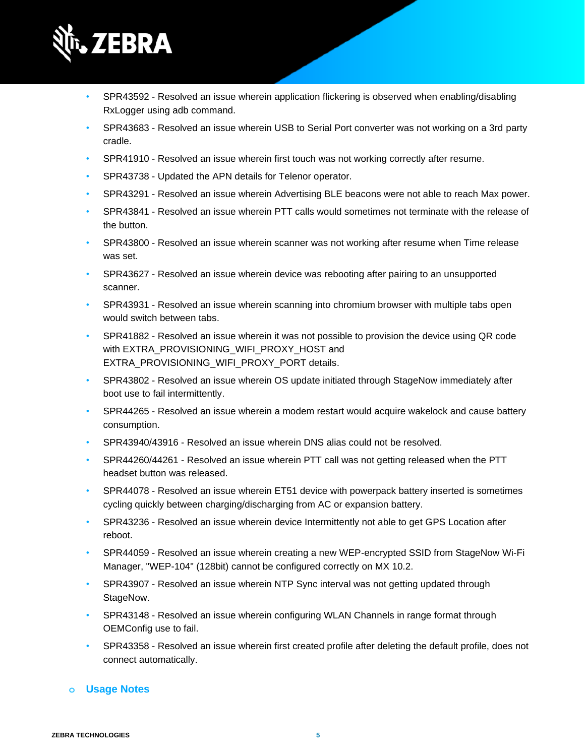- SPR43592 - Resolved an issue wherein application flickering is observed when enabling/disabling RxLogger using adb command.
- SPR43683 - Resolved an issue wherein USB to Serial Port converter was not working on a 3rd party cradle.
- SPR41910 - Resolved an issue wherein first touch was not working correctly after resume.
- SPR43738 - Updated the APN details for Telenor operator.
- SPR43291 - Resolved an issue wherein Advertising BLE beacons were not able to reach Max power.
- SPR43841 - Resolved an issue wherein PTT calls would sometimes not terminate with the release of the button.
- SPR43800 - Resolved an issue wherein scanner was not working after resume when Time release was set.
- SPR43627 - Resolved an issue wherein device was rebooting after pairing to an unsupported scanner.
- SPR43931 - Resolved an issue wherein scanning into chromium browser with multiple tabs open would switch between tabs.
- SPR41882 - Resolved an issue wherein it was not possible to provision the device using QR code with EXTRA_PROVISIONING_WIFI_PROXY_HOST and EXTRA_PROVISIONING_WIFI_PROXY_PORT details.
- SPR43802 - Resolved an issue wherein OS update initiated through StageNow immediately after boot use to fail intermittently.
- SPR44265 - Resolved an issue wherein a modem restart would acquire wakelock and cause battery consumption.
- SPR43940/43916 - Resolved an issue wherein DNS alias could not be resolved.
- SPR44260/44261 - Resolved an issue wherein PTT call was not getting released when the PTT headset button was released.
- SPR44078 - Resolved an issue wherein ET51 device with powerpack battery inserted is sometimes cycling quickly between charging/discharging from AC or expansion battery.
- SPR43236 - Resolved an issue wherein device Intermittently not able to get GPS Location after reboot.
- SPR44059 - Resolved an issue wherein creating a new WEP-encrypted SSID from StageNow Wi-Fi Manager, "WEP-104" (128bit) cannot be configured correctly on MX 10.2.
- SPR43907 - Resolved an issue wherein NTP Sync interval was not getting updated through StageNow.
- SPR43148 - Resolved an issue wherein configuring WLAN Channels in range format through OEMConfig use to fail.
- SPR43358 - Resolved an issue wherein first created profile after deleting the default profile, does not connect automatically.

### Usage Notes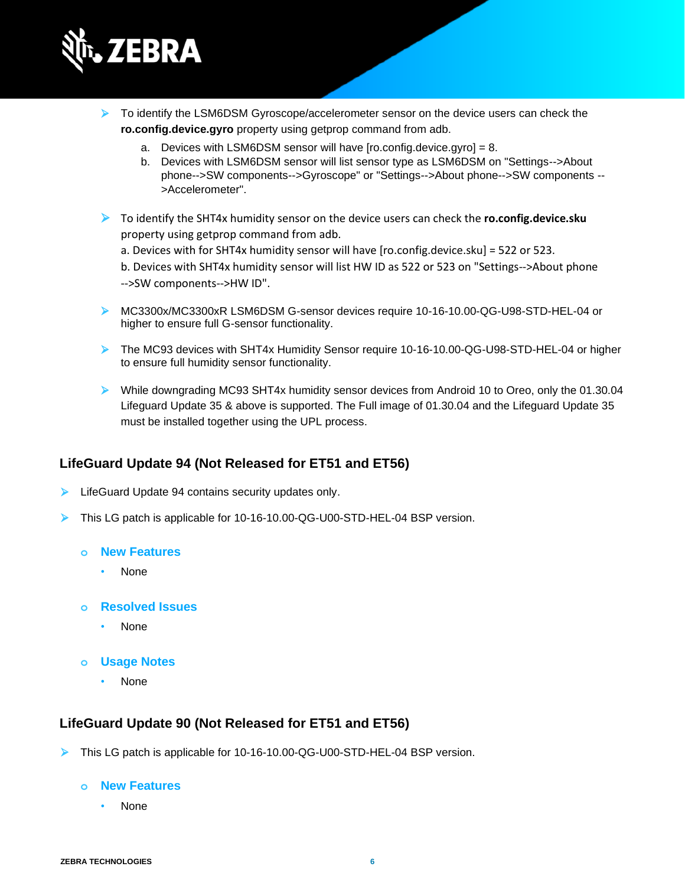- To identify the LSM6DSM Gyroscope/accelerometer sensor on the device users can check the **ro.config.device.gyro** property using getprop command from adb.
    a. Devices with LSM6DSM sensor will have [ro.config.device.gyro] = 8.
    b. Devices with LSM6DSM sensor will list sensor type as LSM6DSM on "Settings-->About phone-->SW components-->Gyroscope" or "Settings-->About phone-->SW components -->Accelerometer".

- To identify the SHT4x humidity sensor on the device users can check the **ro.config.device.sku** property using getprop command from adb.
  a. Devices with for SHT4x humidity sensor will have [ro.config.device.sku] = 522 or 523.
  b. Devices with SHT4x humidity sensor will list HW ID as 522 or 523 on "Settings-->About phone -->SW components-->HW ID".

- MC3300x/MC3300xR LSM6DSM G-sensor devices require 10-16-10.00-QG-U98-STD-HEL-04 or higher to ensure full G-sensor functionality.

- The MC93 devices with SHT4x Humidity Sensor require 10-16-10.00-QG-U98-STD-HEL-04 or higher to ensure full humidity sensor functionality.

- While downgrading MC93 SHT4x humidity sensor devices from Android 10 to Oreo, only the 01.30.04 Lifeguard Update 35 & above is supported. The Full image of 01.30.04 and the Lifeguard Update 35 must be installed together using the UPL process.

### LifeGuard Update 94 (Not Released for ET51 and ET56)

- LifeGuard Update 94 contains security updates only.
- This LG patch is applicable for 10-16-10.00-QG-U00-STD-HEL-04 BSP version.

    - **New Features**
        - None
    - **Resolved Issues**
        - None
    - **Usage Notes**
        - None

### LifeGuard Update 90 (Not Released for ET51 and ET56)

- This LG patch is applicable for 10-16-10.00-QG-U00-STD-HEL-04 BSP version.

    - **New Features**
        - None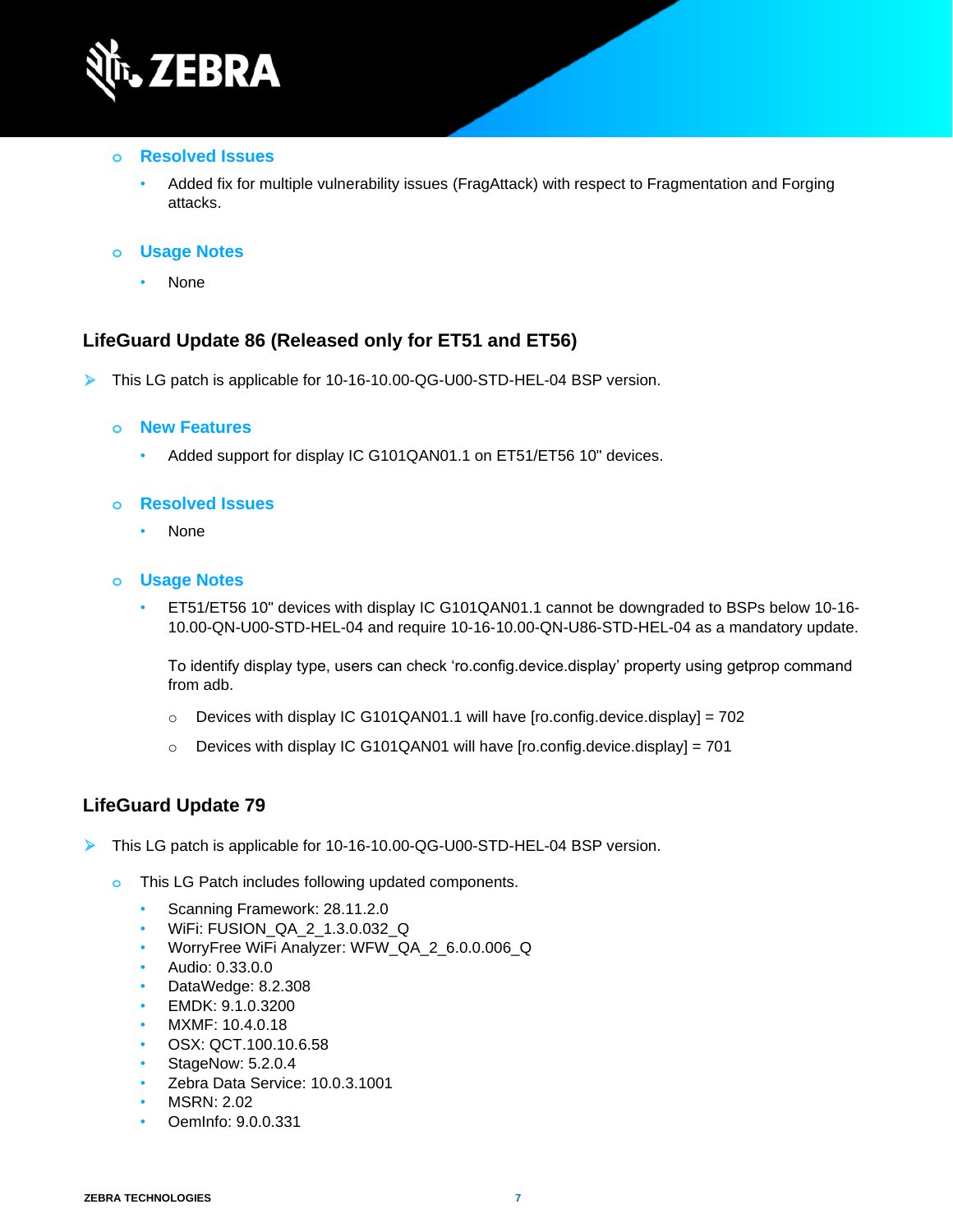- **Resolved Issues**
  - Added fix for multiple vulnerability issues (FragAttack) with respect to Fragmentation and Forging attacks.

- **Usage Notes**
  - None

## LifeGuard Update 86 (Released only for ET51 and ET56)

- This LG patch is applicable for 10-16-10.00-QG-U00-STD-HEL-04 BSP version.

  - **New Features**
    - Added support for display IC G101QAN01.1 on ET51/ET56 10" devices.

  - **Resolved Issues**
    - None

  - **Usage Notes**
    - ET51/ET56 10" devices with display IC G101QAN01.1 cannot be downgraded to BSPs below 10-16-10.00-QN-U00-STD-HEL-04 and require 10-16-10.00-QN-U86-STD-HEL-04 as a mandatory update.

      To identify display type, users can check 'ro.config.device.display' property using getprop command from adb.

      - Devices with display IC G101QAN01.1 will have [ro.config.device.display] = 702
      - Devices with display IC G101QAN01 will have [ro.config.device.display] = 701

## LifeGuard Update 79

- This LG patch is applicable for 10-16-10.00-QG-U00-STD-HEL-04 BSP version.

  - This LG Patch includes following updated components.
    - Scanning Framework: 28.11.2.0
    - WiFi: FUSION_QA_2_1.3.0.032_Q
    - WorryFree WiFi Analyzer: WFW_QA_2_6.0.0.006_Q
    - Audio: 0.33.0.0
    - DataWedge: 8.2.308
    - EMDK: 9.1.0.3200
    - MXMF: 10.4.0.18
    - OSX: QCT.100.10.6.58
    - StageNow: 5.2.0.4
    - Zebra Data Service: 10.0.3.1001
    - MSRN: 2.02
    - OemInfo: 9.0.0.331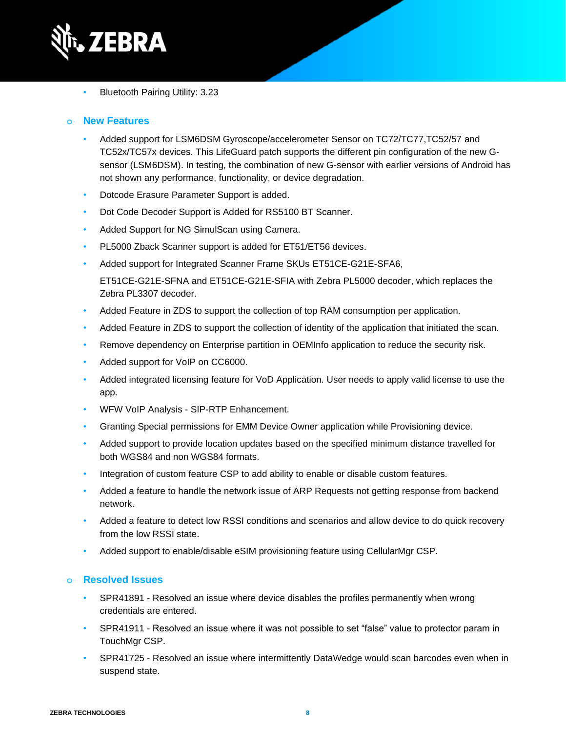- Bluetooth Pairing Utility: 3.23

### New Features

- Added support for LSM6DSM Gyroscope/accelerometer Sensor on TC72/TC77,TC52/57 and TC52x/TC57x devices. This LifeGuard patch supports the different pin configuration of the new G-sensor (LSM6DSM). In testing, the combination of new G-sensor with earlier versions of Android has not shown any performance, functionality, or device degradation.
- Dotcode Erasure Parameter Support is added.
- Dot Code Decoder Support is Added for RS5100 BT Scanner.
- Added Support for NG SimulScan using Camera.
- PL5000 Zback Scanner support is added for ET51/ET56 devices.
- Added support for Integrated Scanner Frame SKUs ET51CE-G21E-SFA6,

  ET51CE-G21E-SFNA and ET51CE-G21E-SFIA with Zebra PL5000 decoder, which replaces the Zebra PL3307 decoder.
- Added Feature in ZDS to support the collection of top RAM consumption per application.
- Added Feature in ZDS to support the collection of identity of the application that initiated the scan.
- Remove dependency on Enterprise partition in OEMInfo application to reduce the security risk.
- Added support for VoIP on CC6000.
- Added integrated licensing feature for VoD Application. User needs to apply valid license to use the app.
- WFW VoIP Analysis - SIP-RTP Enhancement.
- Granting Special permissions for EMM Device Owner application while Provisioning device.
- Added support to provide location updates based on the specified minimum distance travelled for both WGS84 and non WGS84 formats.
- Integration of custom feature CSP to add ability to enable or disable custom features.
- Added a feature to handle the network issue of ARP Requests not getting response from backend network.
- Added a feature to detect low RSSI conditions and scenarios and allow device to do quick recovery from the low RSSI state.
- Added support to enable/disable eSIM provisioning feature using CellularMgr CSP.

### Resolved Issues

- SPR41891 - Resolved an issue where device disables the profiles permanently when wrong credentials are entered.
- SPR41911 - Resolved an issue where it was not possible to set “false” value to protector param in TouchMgr CSP.
- SPR41725 - Resolved an issue where intermittently DataWedge would scan barcodes even when in suspend state.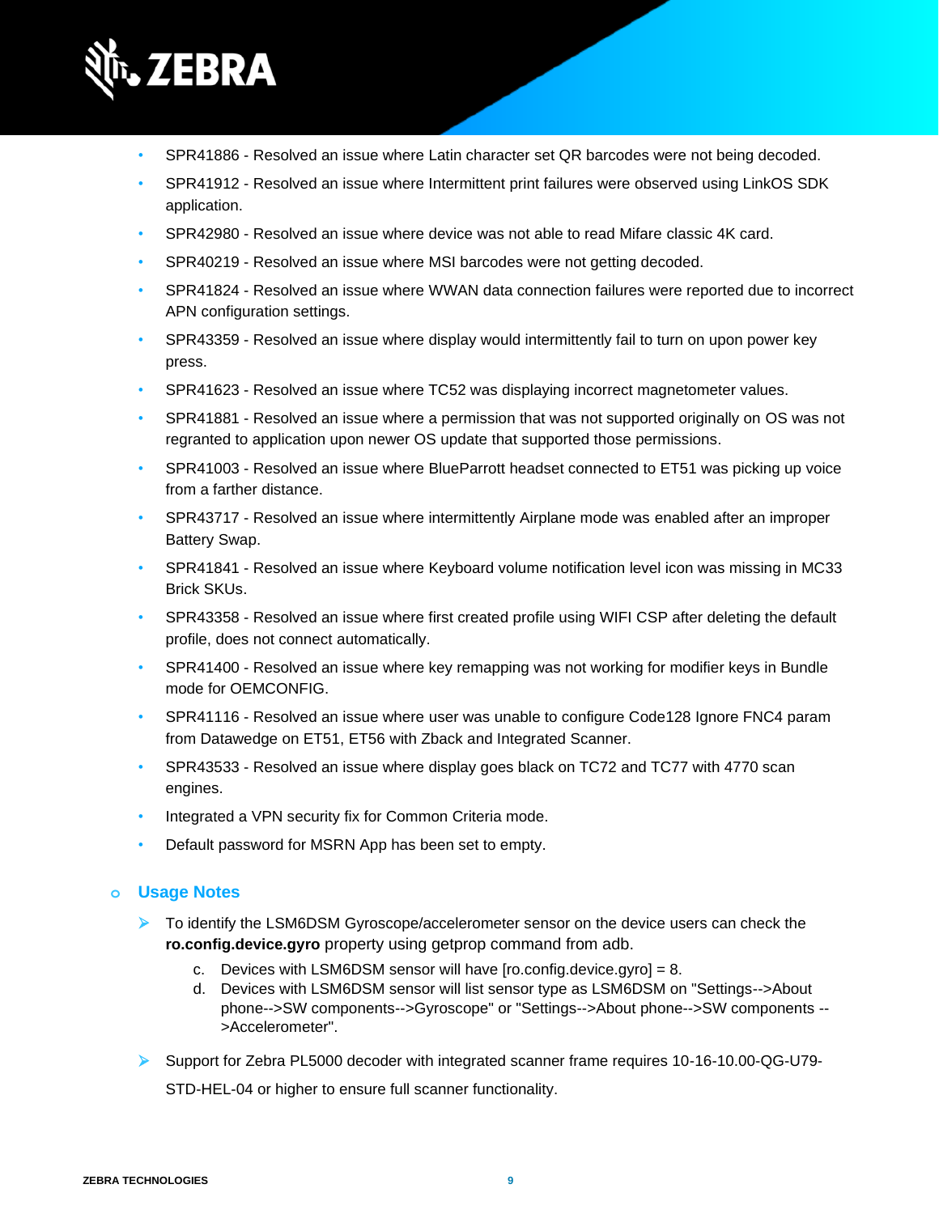- SPR41886 - Resolved an issue where Latin character set QR barcodes were not being decoded.
- SPR41912 - Resolved an issue where Intermittent print failures were observed using LinkOS SDK application.
- SPR42980 - Resolved an issue where device was not able to read Mifare classic 4K card.
- SPR40219 - Resolved an issue where MSI barcodes were not getting decoded.
- SPR41824 - Resolved an issue where WWAN data connection failures were reported due to incorrect APN configuration settings.
- SPR43359 - Resolved an issue where display would intermittently fail to turn on upon power key press.
- SPR41623 - Resolved an issue where TC52 was displaying incorrect magnetometer values.
- SPR41881 - Resolved an issue where a permission that was not supported originally on OS was not regranted to application upon newer OS update that supported those permissions.
- SPR41003 - Resolved an issue where BlueParrott headset connected to ET51 was picking up voice from a farther distance.
- SPR43717 - Resolved an issue where intermittently Airplane mode was enabled after an improper Battery Swap.
- SPR41841 - Resolved an issue where Keyboard volume notification level icon was missing in MC33 Brick SKUs.
- SPR43358 - Resolved an issue where first created profile using WIFI CSP after deleting the default profile, does not connect automatically.
- SPR41400 - Resolved an issue where key remapping was not working for modifier keys in Bundle mode for OEMCONFIG.
- SPR41116 - Resolved an issue where user was unable to configure Code128 Ignore FNC4 param from Datawedge on ET51, ET56 with Zback and Integrated Scanner.
- SPR43533 - Resolved an issue where display goes black on TC72 and TC77 with 4770 scan engines.
- Integrated a VPN security fix for Common Criteria mode.
- Default password for MSRN App has been set to empty.

### Usage Notes

- To identify the LSM6DSM Gyroscope/accelerometer sensor on the device users can check the **ro.config.device.gyro** property using getprop command from adb.
  c. Devices with LSM6DSM sensor will have [ro.config.device.gyro] = 8.
  d. Devices with LSM6DSM sensor will list sensor type as LSM6DSM on "Settings-->About phone-->SW components-->Gyroscope" or "Settings-->About phone-->SW components -->Accelerometer".
- Support for Zebra PL5000 decoder with integrated scanner frame requires 10-16-10.00-QG-U79-STD-HEL-04 or higher to ensure full scanner functionality.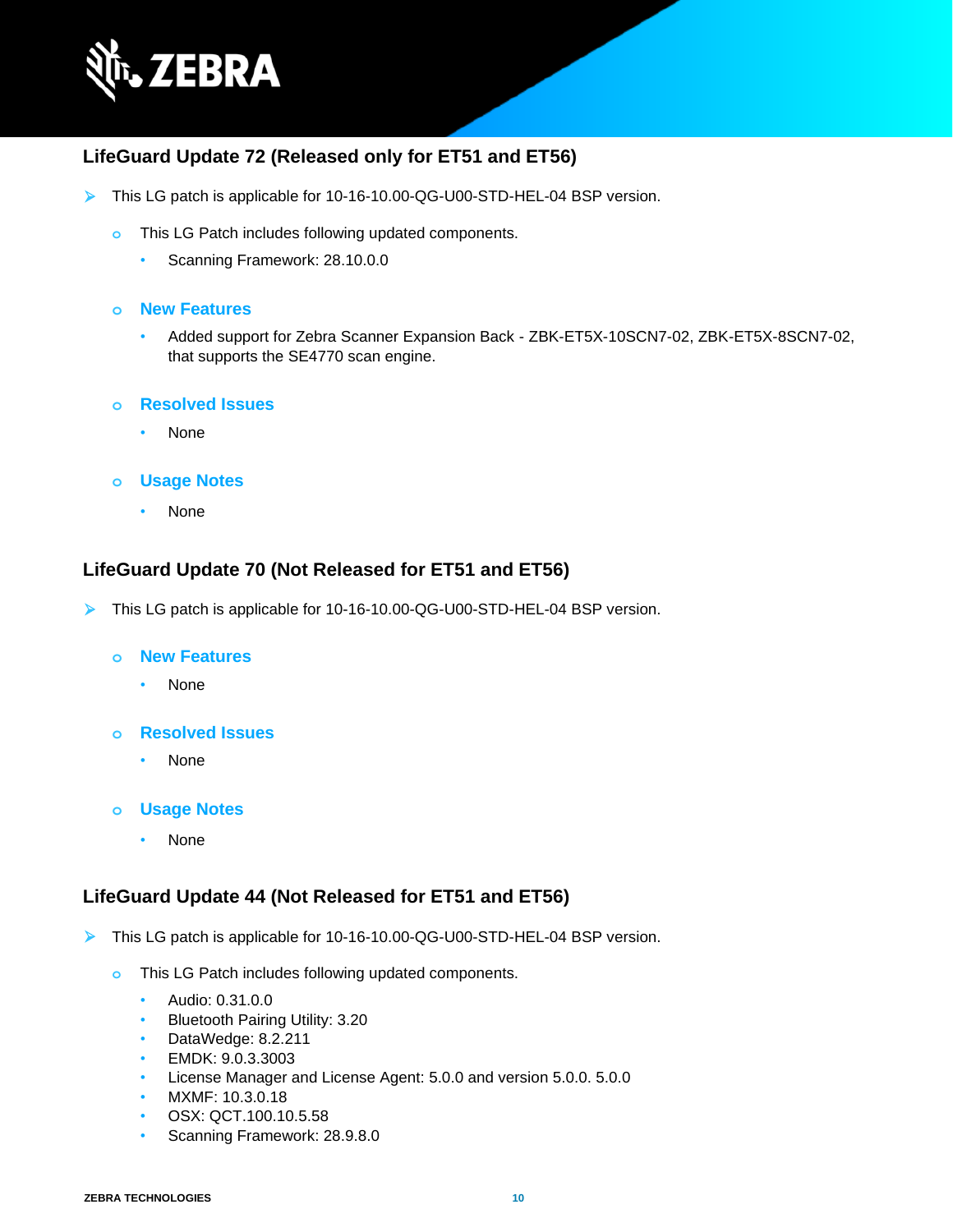### LifeGuard Update 72 (Released only for ET51 and ET56)

- This LG patch is applicable for 10-16-10.00-QG-U00-STD-HEL-04 BSP version.
  - This LG Patch includes following updated components.
    - Scanning Framework: 28.10.0.0
  - **New Features**
    - Added support for Zebra Scanner Expansion Back - ZBK-ET5X-10SCN7-02, ZBK-ET5X-8SCN7-02, that supports the SE4770 scan engine.
  - **Resolved Issues**
    - None
  - **Usage Notes**
    - None

### LifeGuard Update 70 (Not Released for ET51 and ET56)

- This LG patch is applicable for 10-16-10.00-QG-U00-STD-HEL-04 BSP version.
  - **New Features**
    - None
  - **Resolved Issues**
    - None
  - **Usage Notes**
    - None

### LifeGuard Update 44 (Not Released for ET51 and ET56)

- This LG patch is applicable for 10-16-10.00-QG-U00-STD-HEL-04 BSP version.
  - This LG Patch includes following updated components.
    - Audio: 0.31.0.0
    - Bluetooth Pairing Utility: 3.20
    - DataWedge: 8.2.211
    - EMDK: 9.0.3.3003
    - License Manager and License Agent: 5.0.0 and version 5.0.0. 5.0.0
    - MXMF: 10.3.0.18
    - OSX: QCT.100.10.5.58
    - Scanning Framework: 28.9.8.0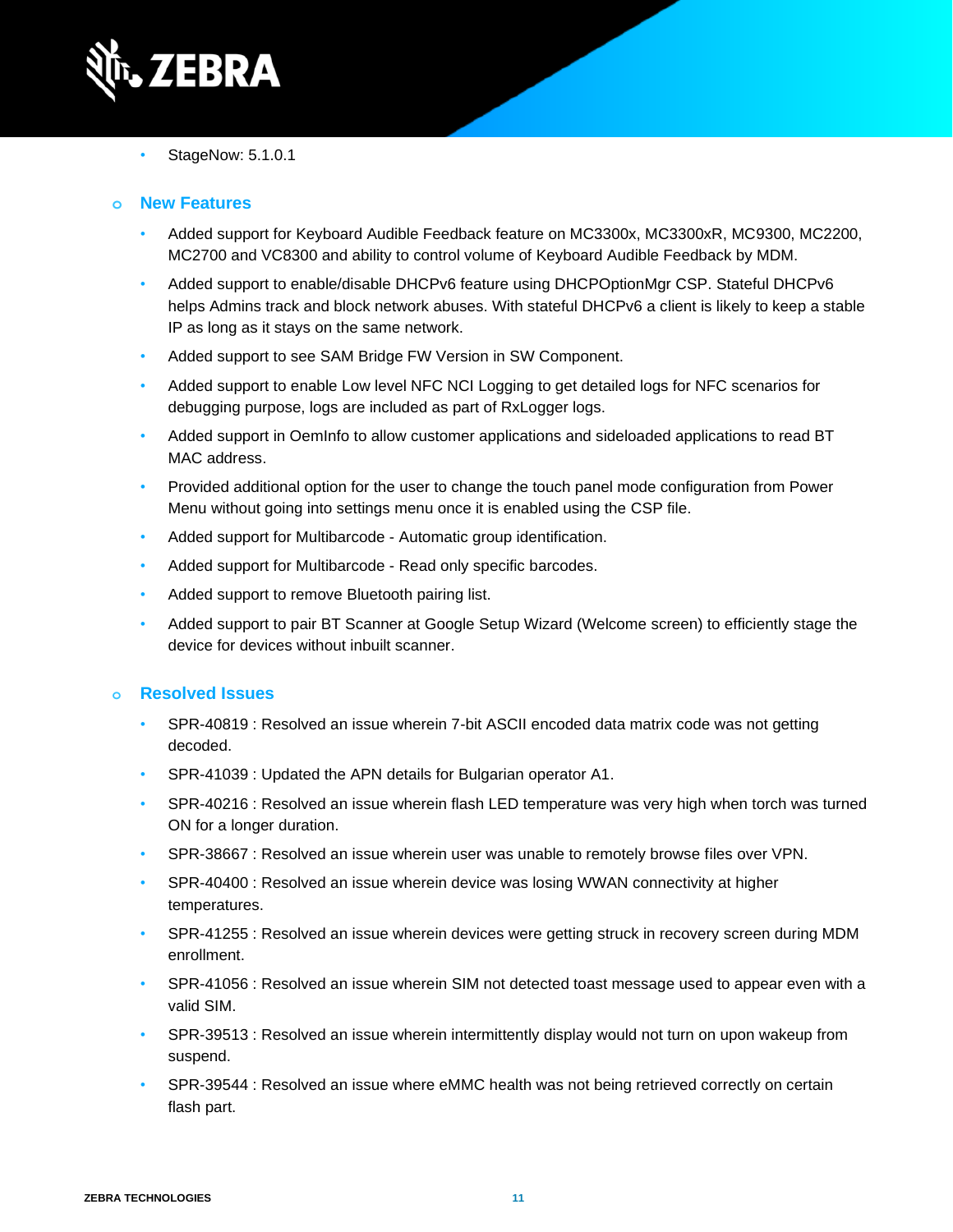- StageNow: 5.1.0.1

### New Features

- Added support for Keyboard Audible Feedback feature on MC3300x, MC3300xR, MC9300, MC2200, MC2700 and VC8300 and ability to control volume of Keyboard Audible Feedback by MDM.
- Added support to enable/disable DHCPv6 feature using DHCPOptionMgr CSP. Stateful DHCPv6 helps Admins track and block network abuses. With stateful DHCPv6 a client is likely to keep a stable IP as long as it stays on the same network.
- Added support to see SAM Bridge FW Version in SW Component.
- Added support to enable Low level NFC NCI Logging to get detailed logs for NFC scenarios for debugging purpose, logs are included as part of RxLogger logs.
- Added support in OemInfo to allow customer applications and sideloaded applications to read BT MAC address.
- Provided additional option for the user to change the touch panel mode configuration from Power Menu without going into settings menu once it is enabled using the CSP file.
- Added support for Multibarcode - Automatic group identification.
- Added support for Multibarcode - Read only specific barcodes.
- Added support to remove Bluetooth pairing list.
- Added support to pair BT Scanner at Google Setup Wizard (Welcome screen) to efficiently stage the device for devices without inbuilt scanner.

### Resolved Issues

- SPR-40819 : Resolved an issue wherein 7-bit ASCII encoded data matrix code was not getting decoded.
- SPR-41039 : Updated the APN details for Bulgarian operator A1.
- SPR-40216 : Resolved an issue wherein flash LED temperature was very high when torch was turned ON for a longer duration.
- SPR-38667 : Resolved an issue wherein user was unable to remotely browse files over VPN.
- SPR-40400 : Resolved an issue wherein device was losing WWAN connectivity at higher temperatures.
- SPR-41255 : Resolved an issue wherein devices were getting struck in recovery screen during MDM enrollment.
- SPR-41056 : Resolved an issue wherein SIM not detected toast message used to appear even with a valid SIM.
- SPR-39513 : Resolved an issue wherein intermittently display would not turn on upon wakeup from suspend.
- SPR-39544 : Resolved an issue where eMMC health was not being retrieved correctly on certain flash part.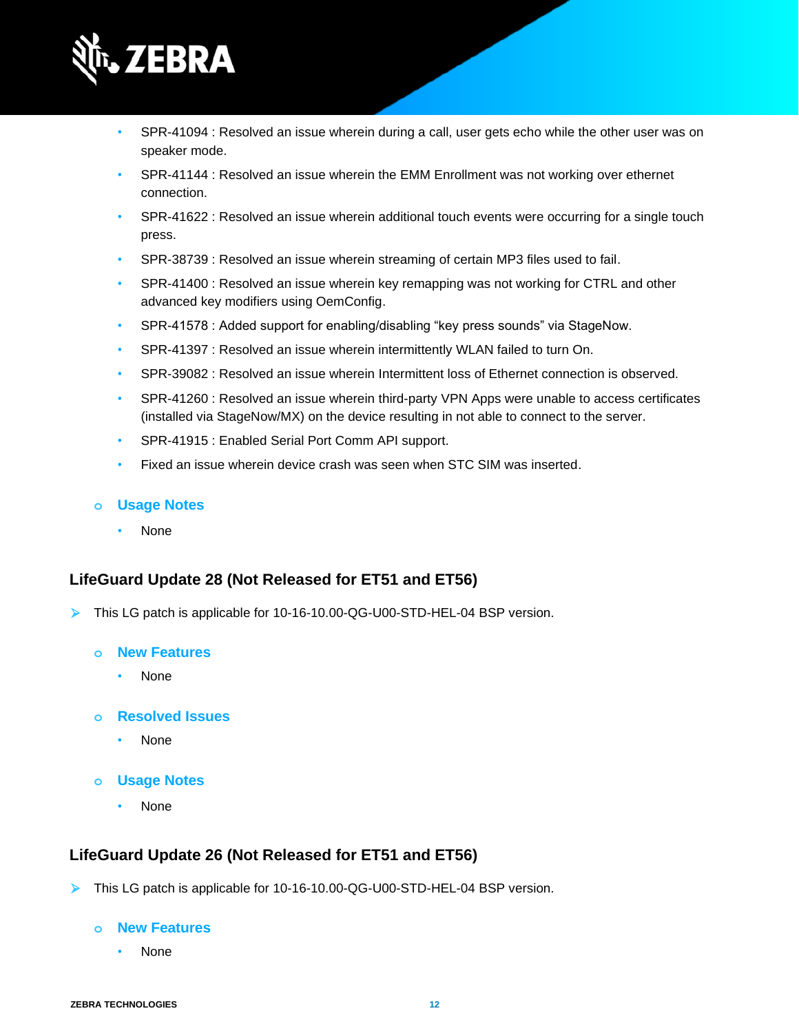- SPR-41094 : Resolved an issue wherein during a call, user gets echo while the other user was on speaker mode.
- SPR-41144 : Resolved an issue wherein the EMM Enrollment was not working over ethernet connection.
- SPR-41622 : Resolved an issue wherein additional touch events were occurring for a single touch press.
- SPR-38739 : Resolved an issue wherein streaming of certain MP3 files used to fail.
- SPR-41400 : Resolved an issue wherein key remapping was not working for CTRL and other advanced key modifiers using OemConfig.
- SPR-41578 : Added support for enabling/disabling “key press sounds” via StageNow.
- SPR-41397 : Resolved an issue wherein intermittently WLAN failed to turn On.
- SPR-39082 : Resolved an issue wherein Intermittent loss of Ethernet connection is observed.
- SPR-41260 : Resolved an issue wherein third-party VPN Apps were unable to access certificates (installed via StageNow/MX) on the device resulting in not able to connect to the server.
- SPR-41915 : Enabled Serial Port Comm API support.
- Fixed an issue wherein device crash was seen when STC SIM was inserted.

### Usage Notes

- None

## LifeGuard Update 28 (Not Released for ET51 and ET56)

- This LG patch is applicable for 10-16-10.00-QG-U00-STD-HEL-04 BSP version.

### New Features

- None

### Resolved Issues

- None

### Usage Notes

- None

## LifeGuard Update 26 (Not Released for ET51 and ET56)

- This LG patch is applicable for 10-16-10.00-QG-U00-STD-HEL-04 BSP version.

### New Features

- None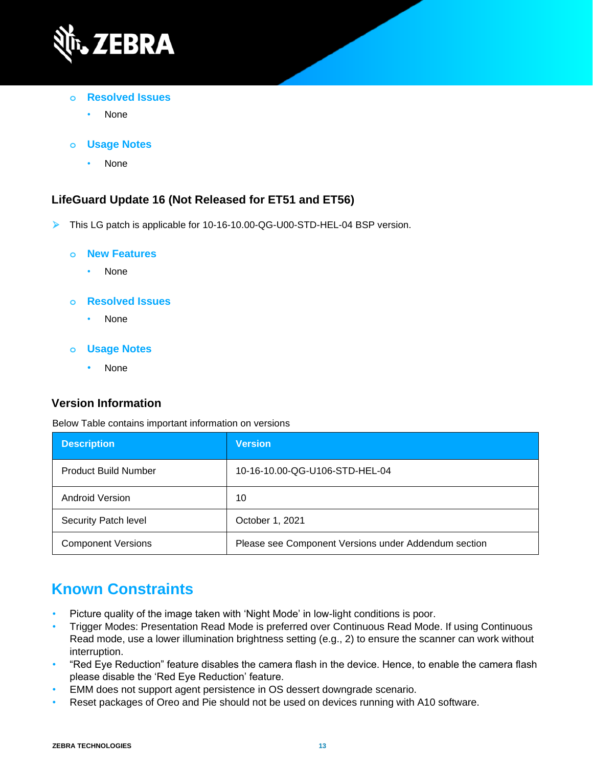- **Resolved Issues**
  - None

- **Usage Notes**
  - None

### LifeGuard Update 16 (Not Released for ET51 and ET56)

- This LG patch is applicable for 10-16-10.00-QG-U00-STD-HEL-04 BSP version.

  - **New Features**
    - None

  - **Resolved Issues**
    - None

  - **Usage Notes**
    - None

### Version Information

Below Table contains important information on versions

| Description | Version |
| --- | --- |
| Product Build Number | 10-16-10.00-QG-U106-STD-HEL-04 |
| Android Version | 10 |
| Security Patch level | October 1, 2021 |
| Component Versions | Please see Component Versions under Addendum section |

## Known Constraints

- Picture quality of the image taken with 'Night Mode' in low-light conditions is poor.
- Trigger Modes: Presentation Read Mode is preferred over Continuous Read Mode. If using Continuous Read mode, use a lower illumination brightness setting (e.g., 2) to ensure the scanner can work without interruption.
- "Red Eye Reduction" feature disables the camera flash in the device. Hence, to enable the camera flash please disable the 'Red Eye Reduction' feature.
- EMM does not support agent persistence in OS dessert downgrade scenario.
- Reset packages of Oreo and Pie should not be used on devices running with A10 software.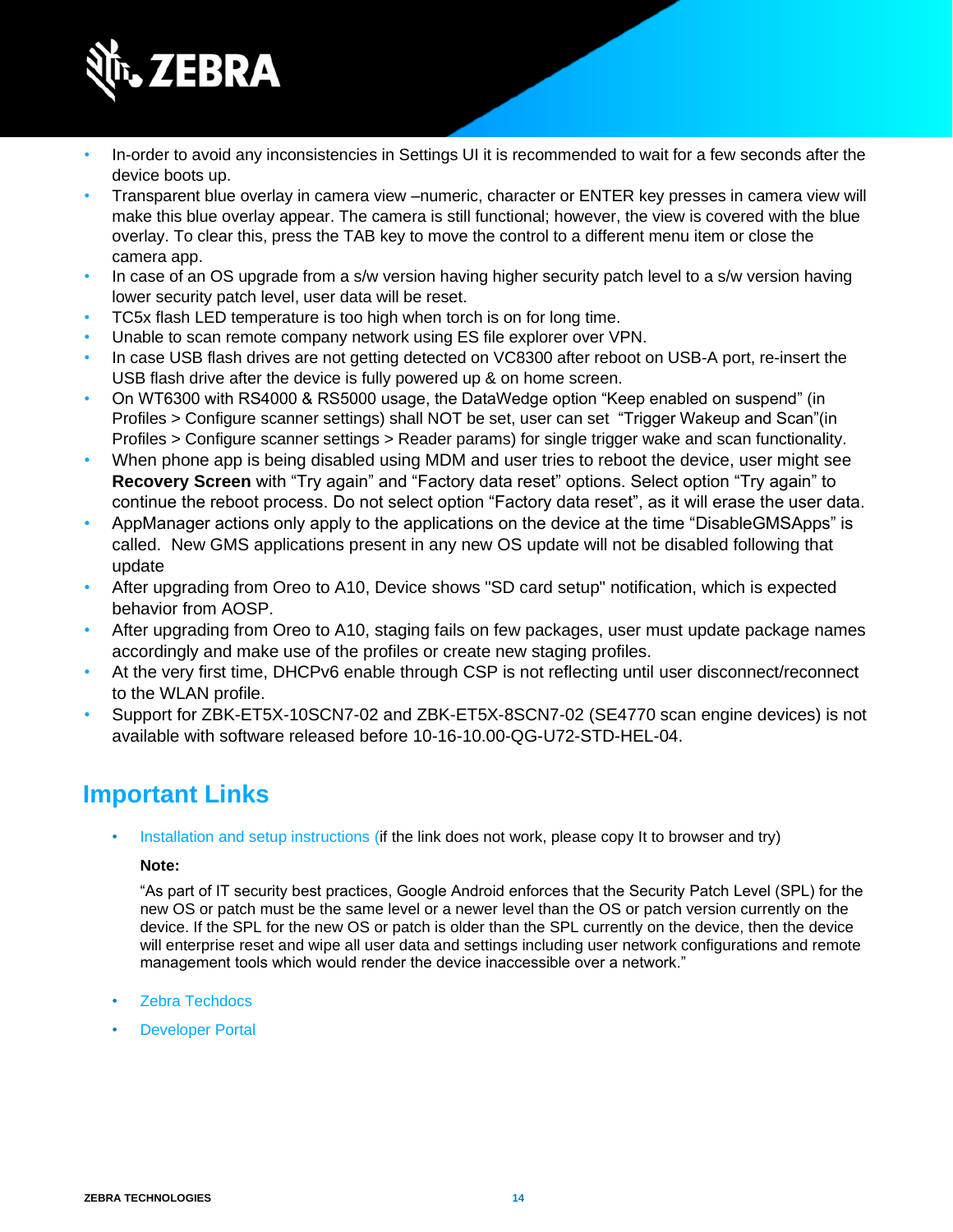- In-order to avoid any inconsistencies in Settings UI it is recommended to wait for a few seconds after the device boots up.
- Transparent blue overlay in camera view –numeric, character or ENTER key presses in camera view will make this blue overlay appear. The camera is still functional; however, the view is covered with the blue overlay. To clear this, press the TAB key to move the control to a different menu item or close the camera app.
- In case of an OS upgrade from a s/w version having higher security patch level to a s/w version having lower security patch level, user data will be reset.
- TC5x flash LED temperature is too high when torch is on for long time.
- Unable to scan remote company network using ES file explorer over VPN.
- In case USB flash drives are not getting detected on VC8300 after reboot on USB-A port, re-insert the USB flash drive after the device is fully powered up & on home screen.
- On WT6300 with RS4000 & RS5000 usage, the DataWedge option "Keep enabled on suspend" (in Profiles > Configure scanner settings) shall NOT be set, user can set "Trigger Wakeup and Scan"(in Profiles > Configure scanner settings > Reader params) for single trigger wake and scan functionality.
- When phone app is being disabled using MDM and user tries to reboot the device, user might see **Recovery Screen** with "Try again" and "Factory data reset" options. Select option "Try again" to continue the reboot process. Do not select option "Factory data reset", as it will erase the user data.
- AppManager actions only apply to the applications on the device at the time "DisableGMSApps" is called. New GMS applications present in any new OS update will not be disabled following that update
- After upgrading from Oreo to A10, Device shows "SD card setup" notification, which is expected behavior from AOSP.
- After upgrading from Oreo to A10, staging fails on few packages, user must update package names accordingly and make use of the profiles or create new staging profiles.
- At the very first time, DHCPv6 enable through CSP is not reflecting until user disconnect/reconnect to the WLAN profile.
- Support for ZBK-ET5X-10SCN7-02 and ZBK-ET5X-8SCN7-02 (SE4770 scan engine devices) is not available with software released before 10-16-10.00-QG-U72-STD-HEL-04.

## Important Links

- Installation and setup instructions (if the link does not work, please copy It to browser and try)

  **Note:**

  "As part of IT security best practices, Google Android enforces that the Security Patch Level (SPL) for the new OS or patch must be the same level or a newer level than the OS or patch version currently on the device. If the SPL for the new OS or patch is older than the SPL currently on the device, then the device will enterprise reset and wipe all user data and settings including user network configurations and remote management tools which would render the device inaccessible over a network."

- Zebra Techdocs
- Developer Portal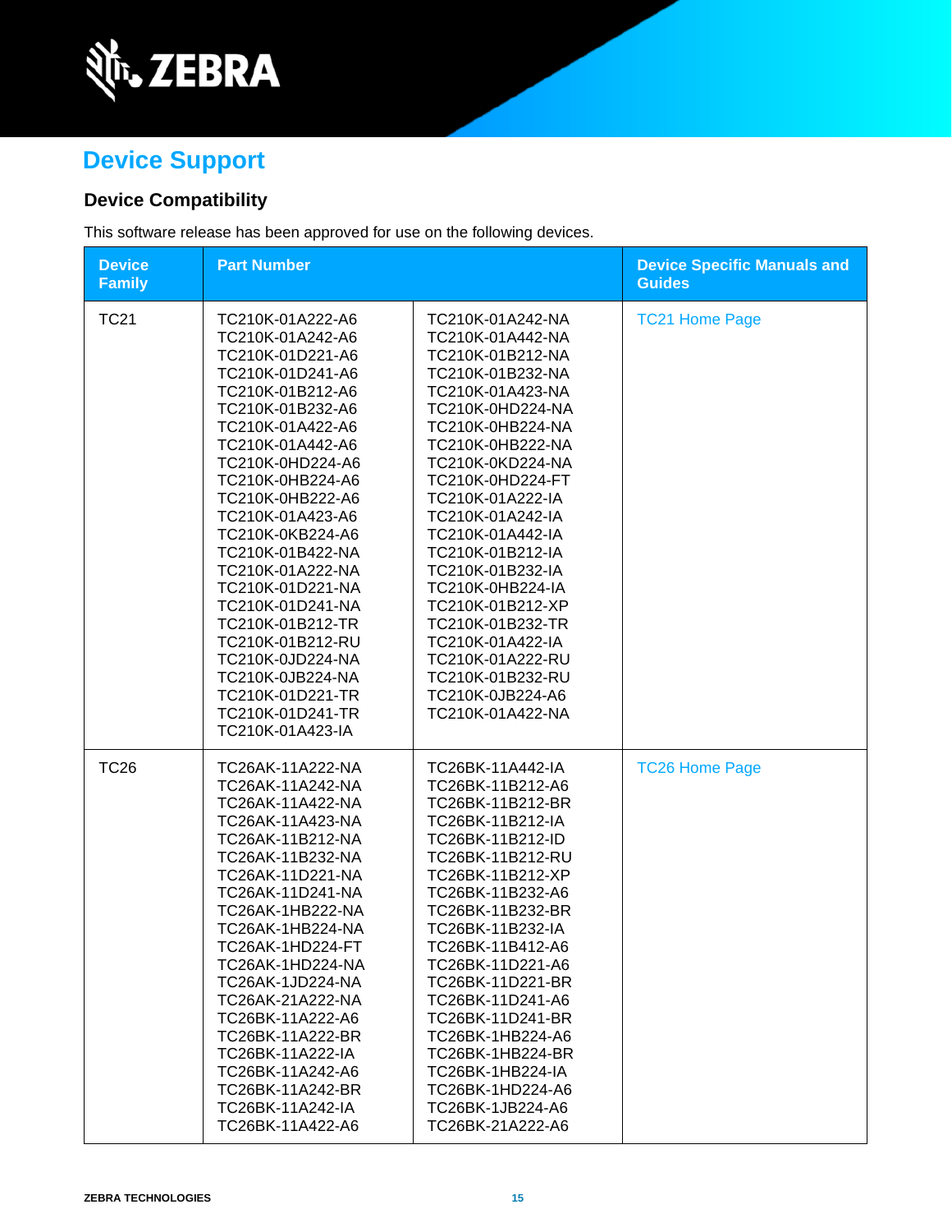# Device Support

## Device Compatibility

This software release has been approved for use on the following devices.

| Device Family | Part Number | | Device Specific Manuals and Guides |
|---|---|---|---|
| TC21 | TC210K-01A222-A6<br>TC210K-01A242-A6<br>TC210K-01D221-A6<br>TC210K-01D241-A6<br>TC210K-01B212-A6<br>TC210K-01B232-A6<br>TC210K-01A422-A6<br>TC210K-01A442-A6<br>TC210K-0HD224-A6<br>TC210K-0HB224-A6<br>TC210K-0HB222-A6<br>TC210K-01A423-A6<br>TC210K-0KB224-A6<br>TC210K-01B422-NA<br>TC210K-01A222-NA<br>TC210K-01D221-NA<br>TC210K-01D241-NA<br>TC210K-01B212-TR<br>TC210K-01B212-RU<br>TC210K-0JD224-NA<br>TC210K-0JB224-NA<br>TC210K-01D221-TR<br>TC210K-01D241-TR<br>TC210K-01A423-IA | TC210K-01A242-NA<br>TC210K-01A442-NA<br>TC210K-01B212-NA<br>TC210K-01B232-NA<br>TC210K-01A423-NA<br>TC210K-0HD224-NA<br>TC210K-0HB224-NA<br>TC210K-0HB222-NA<br>TC210K-0KD224-NA<br>TC210K-0HD224-FT<br>TC210K-01A222-IA<br>TC210K-01A242-IA<br>TC210K-01A442-IA<br>TC210K-01B212-IA<br>TC210K-01B232-IA<br>TC210K-0HB224-IA<br>TC210K-01B212-XP<br>TC210K-01B232-TR<br>TC210K-01A422-IA<br>TC210K-01A222-RU<br>TC210K-01B232-RU<br>TC210K-0JB224-A6<br>TC210K-01A422-NA | TC21 Home Page |
| TC26 | TC26AK-11A222-NA<br>TC26AK-11A242-NA<br>TC26AK-11A422-NA<br>TC26AK-11A423-NA<br>TC26AK-11B212-NA<br>TC26AK-11B232-NA<br>TC26AK-11D221-NA<br>TC26AK-11D241-NA<br>TC26AK-1HB222-NA<br>TC26AK-1HB224-NA<br>TC26AK-1HD224-FT<br>TC26AK-1HD224-NA<br>TC26AK-1JD224-NA<br>TC26AK-21A222-NA<br>TC26BK-11A222-A6<br>TC26BK-11A222-BR<br>TC26BK-11A222-IA<br>TC26BK-11A242-A6<br>TC26BK-11A242-BR<br>TC26BK-11A242-IA<br>TC26BK-11A422-A6 | TC26BK-11A442-IA<br>TC26BK-11B212-A6<br>TC26BK-11B212-BR<br>TC26BK-11B212-IA<br>TC26BK-11B212-ID<br>TC26BK-11B212-RU<br>TC26BK-11B212-XP<br>TC26BK-11B232-A6<br>TC26BK-11B232-BR<br>TC26BK-11B232-IA<br>TC26BK-11B412-A6<br>TC26BK-11D221-A6<br>TC26BK-11D221-BR<br>TC26BK-11D241-A6<br>TC26BK-11D241-BR<br>TC26BK-1HB224-A6<br>TC26BK-1HB224-BR<br>TC26BK-1HB224-IA<br>TC26BK-1HD224-A6<br>TC26BK-1JB224-A6<br>TC26BK-21A222-A6 | TC26 Home Page |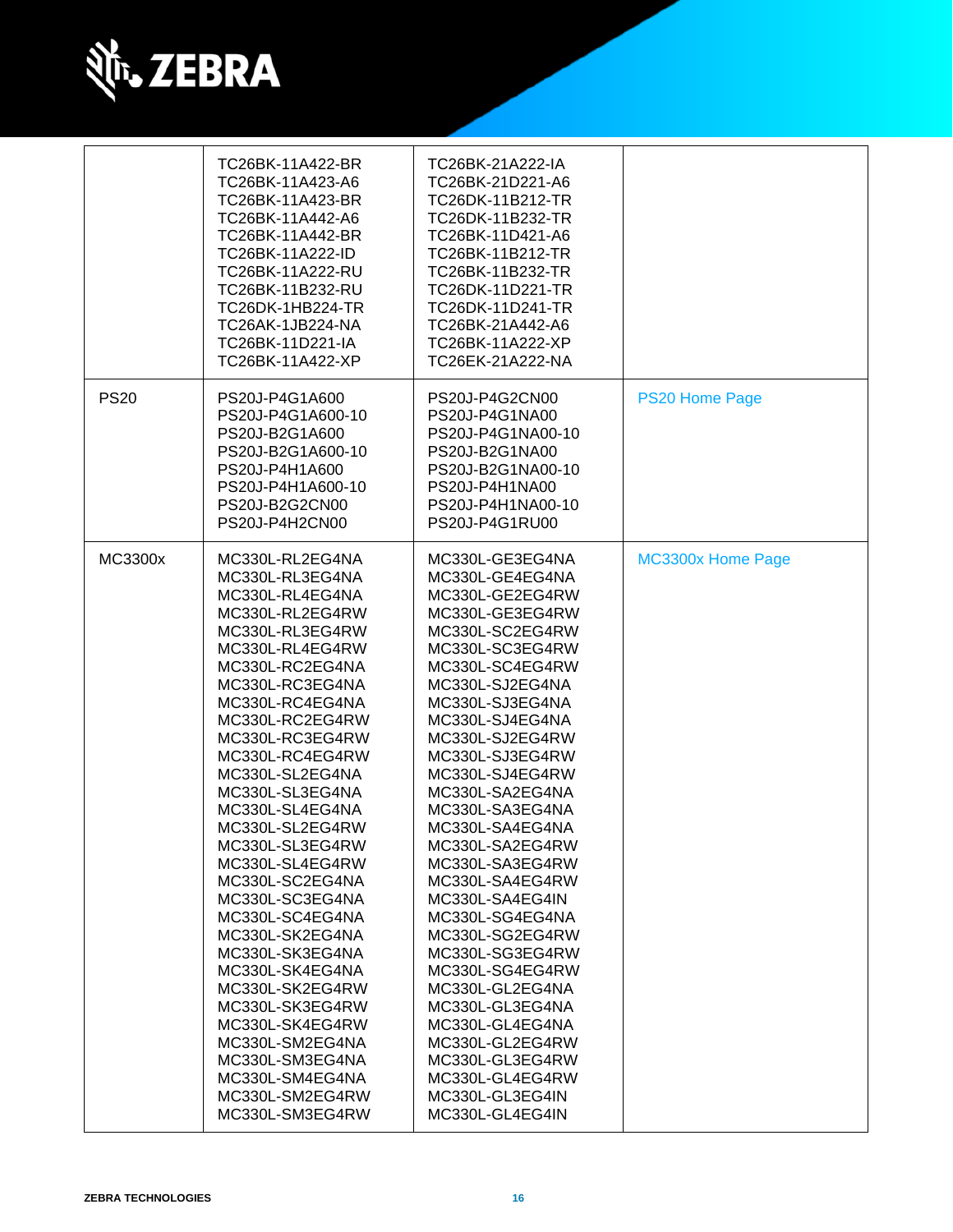| | | | |
|---|---|---|---|
| | TC26BK-11A422-BR<br>TC26BK-11A423-A6<br>TC26BK-11A423-BR<br>TC26BK-11A442-A6<br>TC26BK-11A442-BR<br>TC26BK-11A222-ID<br>TC26BK-11A222-RU<br>TC26BK-11B232-RU<br>TC26DK-1HB224-TR<br>TC26AK-1JB224-NA<br>TC26BK-11D221-IA<br>TC26BK-11A422-XP | TC26BK-21A222-IA<br>TC26BK-21D221-A6<br>TC26DK-11B212-TR<br>TC26DK-11B232-TR<br>TC26BK-11D421-A6<br>TC26BK-11B212-TR<br>TC26BK-11B232-TR<br>TC26DK-11D221-TR<br>TC26DK-11D241-TR<br>TC26BK-21A442-A6<br>TC26BK-11A222-XP<br>TC26EK-21A222-NA | |
| PS20 | PS20J-P4G1A600<br>PS20J-P4G1A600-10<br>PS20J-B2G1A600<br>PS20J-B2G1A600-10<br>PS20J-P4H1A600<br>PS20J-P4H1A600-10<br>PS20J-B2G2CN00<br>PS20J-P4H2CN00 | PS20J-P4G2CN00<br>PS20J-P4G1NA00<br>PS20J-P4G1NA00-10<br>PS20J-B2G1NA00<br>PS20J-B2G1NA00-10<br>PS20J-P4H1NA00<br>PS20J-P4H1NA00-10<br>PS20J-P4G1RU00 | PS20 Home Page |
| MC3300x | MC330L-RL2EG4NA<br>MC330L-RL3EG4NA<br>MC330L-RL4EG4NA<br>MC330L-RL2EG4RW<br>MC330L-RL3EG4RW<br>MC330L-RL4EG4RW<br>MC330L-RC2EG4NA<br>MC330L-RC3EG4NA<br>MC330L-RC4EG4NA<br>MC330L-RC2EG4RW<br>MC330L-RC3EG4RW<br>MC330L-RC4EG4RW<br>MC330L-SL2EG4NA<br>MC330L-SL3EG4NA<br>MC330L-SL4EG4NA<br>MC330L-SL2EG4RW<br>MC330L-SL3EG4RW<br>MC330L-SL4EG4RW<br>MC330L-SC2EG4NA<br>MC330L-SC3EG4NA<br>MC330L-SC4EG4NA<br>MC330L-SK2EG4NA<br>MC330L-SK3EG4NA<br>MC330L-SK4EG4NA<br>MC330L-SK2EG4RW<br>MC330L-SK3EG4RW<br>MC330L-SK4EG4RW<br>MC330L-SM2EG4NA<br>MC330L-SM3EG4NA<br>MC330L-SM4EG4NA<br>MC330L-SM2EG4RW<br>MC330L-SM3EG4RW | MC330L-GE3EG4NA<br>MC330L-GE4EG4NA<br>MC330L-GE2EG4RW<br>MC330L-GE3EG4RW<br>MC330L-SC2EG4RW<br>MC330L-SC3EG4RW<br>MC330L-SC4EG4RW<br>MC330L-SJ2EG4NA<br>MC330L-SJ3EG4NA<br>MC330L-SJ4EG4NA<br>MC330L-SJ2EG4RW<br>MC330L-SJ3EG4RW<br>MC330L-SJ4EG4RW<br>MC330L-SA2EG4NA<br>MC330L-SA3EG4NA<br>MC330L-SA4EG4NA<br>MC330L-SA2EG4RW<br>MC330L-SA3EG4RW<br>MC330L-SA4EG4RW<br>MC330L-SA4EG4IN<br>MC330L-SG4EG4NA<br>MC330L-SG2EG4RW<br>MC330L-SG3EG4RW<br>MC330L-SG4EG4RW<br>MC330L-GL2EG4NA<br>MC330L-GL3EG4NA<br>MC330L-GL4EG4NA<br>MC330L-GL2EG4RW<br>MC330L-GL3EG4RW<br>MC330L-GL4EG4RW<br>MC330L-GL3EG4IN<br>MC330L-GL4EG4IN | MC3300x Home Page |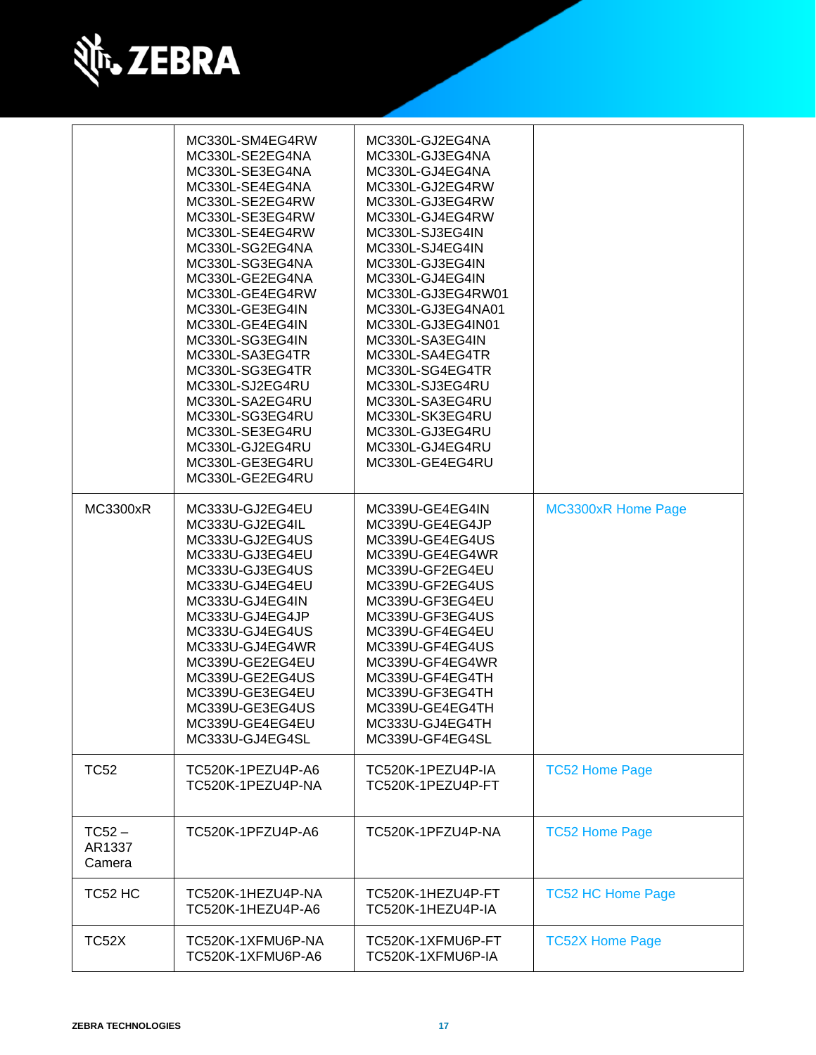| | | | |
|---|---|---|---|
| | MC330L-SM4EG4RW<br>MC330L-SE2EG4NA<br>MC330L-SE3EG4NA<br>MC330L-SE4EG4NA<br>MC330L-SE2EG4RW<br>MC330L-SE3EG4RW<br>MC330L-SE4EG4RW<br>MC330L-SG2EG4NA<br>MC330L-SG3EG4NA<br>MC330L-GE2EG4NA<br>MC330L-GE4EG4RW<br>MC330L-GE3EG4IN<br>MC330L-GE4EG4IN<br>MC330L-SG3EG4IN<br>MC330L-SA3EG4TR<br>MC330L-SG3EG4TR<br>MC330L-SJ2EG4RU<br>MC330L-SA2EG4RU<br>MC330L-SG3EG4RU<br>MC330L-SE3EG4RU<br>MC330L-GJ2EG4RU<br>MC330L-GE3EG4RU<br>MC330L-GE2EG4RU | MC330L-GJ2EG4NA<br>MC330L-GJ3EG4NA<br>MC330L-GJ4EG4NA<br>MC330L-GJ2EG4RW<br>MC330L-GJ3EG4RW<br>MC330L-GJ4EG4RW<br>MC330L-SJ3EG4IN<br>MC330L-SJ4EG4IN<br>MC330L-GJ3EG4IN<br>MC330L-GJ4EG4IN<br>MC330L-GJ3EG4RW01<br>MC330L-GJ3EG4NA01<br>MC330L-GJ3EG4IN01<br>MC330L-SA3EG4IN<br>MC330L-SA4EG4TR<br>MC330L-SG4EG4TR<br>MC330L-SJ3EG4RU<br>MC330L-SA3EG4RU<br>MC330L-SK3EG4RU<br>MC330L-GJ3EG4RU<br>MC330L-GJ4EG4RU<br>MC330L-GE4EG4RU | |
| MC3300xR | MC333U-GJ2EG4EU<br>MC333U-GJ2EG4IL<br>MC333U-GJ2EG4US<br>MC333U-GJ3EG4EU<br>MC333U-GJ3EG4US<br>MC333U-GJ4EG4EU<br>MC333U-GJ4EG4IN<br>MC333U-GJ4EG4JP<br>MC333U-GJ4EG4US<br>MC333U-GJ4EG4WR<br>MC339U-GE2EG4EU<br>MC339U-GE2EG4US<br>MC339U-GE3EG4EU<br>MC339U-GE3EG4US<br>MC339U-GE4EG4EU<br>MC333U-GJ4EG4SL | MC339U-GE4EG4IN<br>MC339U-GE4EG4JP<br>MC339U-GE4EG4US<br>MC339U-GE4EG4WR<br>MC339U-GF2EG4EU<br>MC339U-GF2EG4US<br>MC339U-GF3EG4EU<br>MC339U-GF3EG4US<br>MC339U-GF4EG4EU<br>MC339U-GF4EG4US<br>MC339U-GF4EG4WR<br>MC339U-GF4EG4TH<br>MC339U-GF3EG4TH<br>MC339U-GE4EG4TH<br>MC333U-GJ4EG4TH<br>MC339U-GF4EG4SL | MC3300xR Home Page |
| TC52 | TC520K-1PEZU4P-A6<br>TC520K-1PEZU4P-NA | TC520K-1PEZU4P-IA<br>TC520K-1PEZU4P-FT | TC52 Home Page |
| TC52 – AR1337 Camera | TC520K-1PFZU4P-A6 | TC520K-1PFZU4P-NA | TC52 Home Page |
| TC52 HC | TC520K-1HEZU4P-NA<br>TC520K-1HEZU4P-A6 | TC520K-1HEZU4P-FT<br>TC520K-1HEZU4P-IA | TC52 HC Home Page |
| TC52X | TC520K-1XFMU6P-NA<br>TC520K-1XFMU6P-A6 | TC520K-1XFMU6P-FT<br>TC520K-1XFMU6P-IA | TC52X Home Page |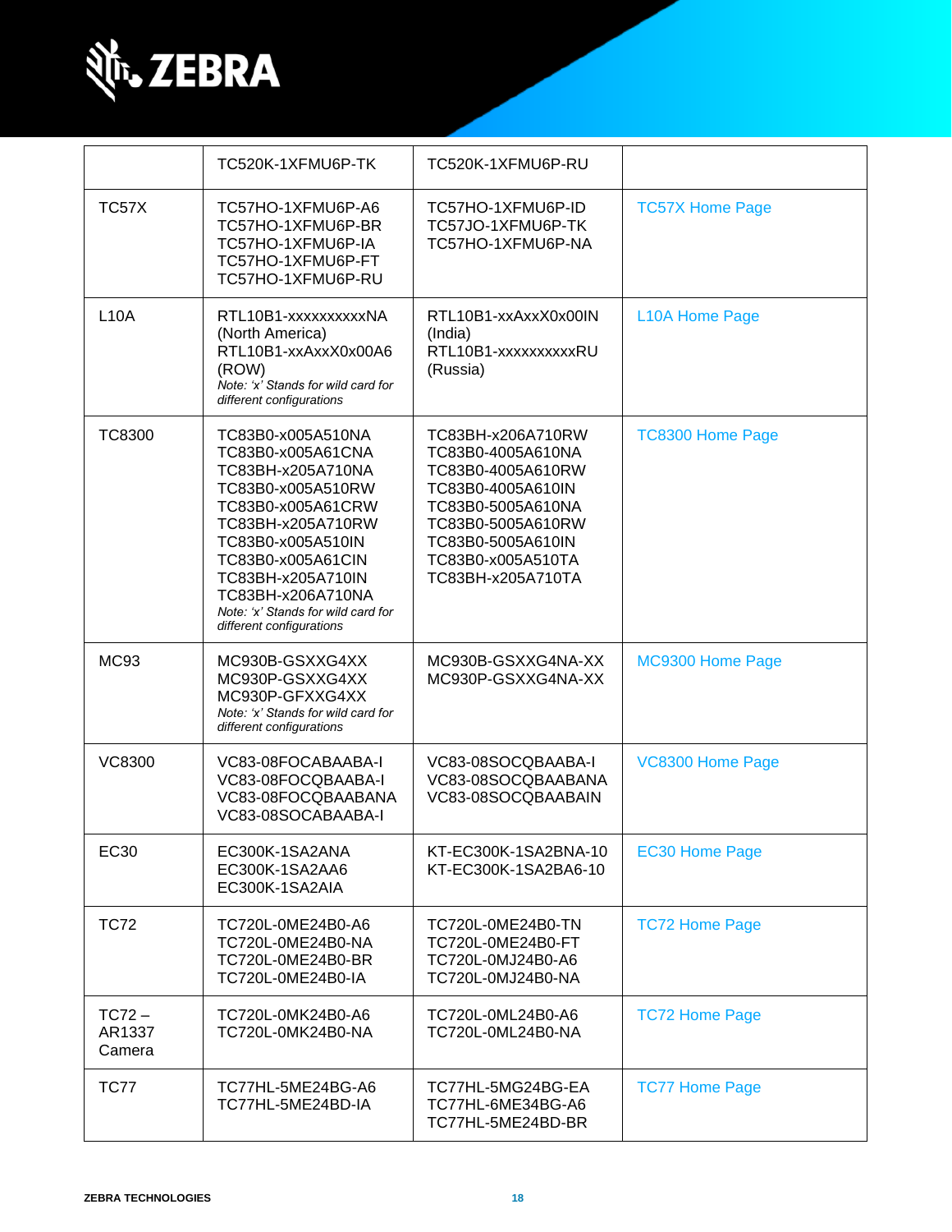| | | | |
|---|---|---|---|
| | TC520K-1XFMU6P-TK | TC520K-1XFMU6P-RU | |
| TC57X | TC57HO-1XFMU6P-A6<br>TC57HO-1XFMU6P-BR<br>TC57HO-1XFMU6P-IA<br>TC57HO-1XFMU6P-FT<br>TC57HO-1XFMU6P-RU | TC57HO-1XFMU6P-ID<br>TC57JO-1XFMU6P-TK<br>TC57HO-1XFMU6P-NA | TC57X Home Page |
| L10A | RTL10B1-xxxxxxxxxxNA (North America)<br>RTL10B1-xxAxxX0x00A6 (ROW)<br>*Note: 'x' Stands for wild card for different configurations* | RTL10B1-xxAxxX0x00IN (India)<br>RTL10B1-xxxxxxxxxxRU (Russia) | L10A Home Page |
| TC8300 | TC83B0-x005A510NA<br>TC83B0-x005A61CNA<br>TC83BH-x205A710NA<br>TC83B0-x005A510RW<br>TC83B0-x005A61CRW<br>TC83BH-x205A710RW<br>TC83B0-x005A510IN<br>TC83B0-x005A61CIN<br>TC83BH-x205A710IN<br>TC83BH-x206A710NA<br>*Note: 'x' Stands for wild card for different configurations* | TC83BH-x206A710RW<br>TC83B0-4005A610NA<br>TC83B0-4005A610RW<br>TC83B0-4005A610IN<br>TC83B0-5005A610NA<br>TC83B0-5005A610RW<br>TC83B0-5005A610IN<br>TC83B0-x005A510TA<br>TC83BH-x205A710TA | TC8300 Home Page |
| MC93 | MC930B-GSXXG4XX<br>MC930P-GSXXG4XX<br>MC930P-GFXXG4XX<br>*Note: 'x' Stands for wild card for different configurations* | MC930B-GSXXG4NA-XX<br>MC930P-GSXXG4NA-XX | MC9300 Home Page |
| VC8300 | VC83-08FOCABAABA-I<br>VC83-08FOCQBAABA-I<br>VC83-08FOCQBAABANA<br>VC83-08SOCABAABA-I | VC83-08SOCQBAABA-I<br>VC83-08SOCQBAABANA<br>VC83-08SOCQBAABAIN | VC8300 Home Page |
| EC30 | EC300K-1SA2ANA<br>EC300K-1SA2AA6<br>EC300K-1SA2AIA | KT-EC300K-1SA2BNA-10<br>KT-EC300K-1SA2BA6-10 | EC30 Home Page |
| TC72 | TC720L-0ME24B0-A6<br>TC720L-0ME24B0-NA<br>TC720L-0ME24B0-BR<br>TC720L-0ME24B0-IA | TC720L-0ME24B0-TN<br>TC720L-0ME24B0-FT<br>TC720L-0MJ24B0-A6<br>TC720L-0MJ24B0-NA | TC72 Home Page |
| TC72 – AR1337 Camera | TC720L-0MK24B0-A6<br>TC720L-0MK24B0-NA | TC720L-0ML24B0-A6<br>TC720L-0ML24B0-NA | TC72 Home Page |
| TC77 | TC77HL-5ME24BG-A6<br>TC77HL-5ME24BD-IA | TC77HL-5MG24BG-EA<br>TC77HL-6ME34BG-A6<br>TC77HL-5ME24BD-BR | TC77 Home Page |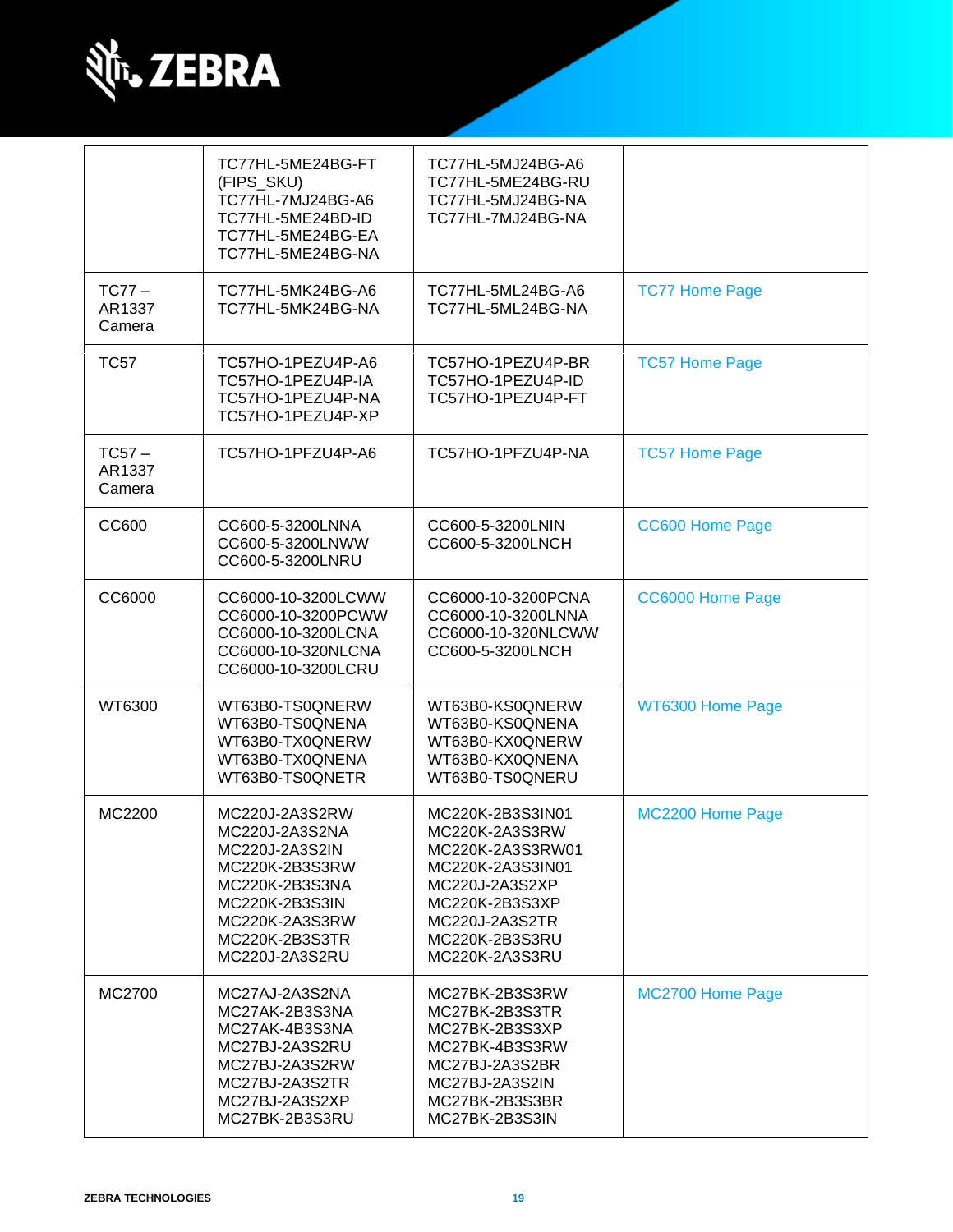| | | | |
|---|---|---|---|
| | TC77HL-5ME24BG-FT (FIPS_SKU)<br>TC77HL-7MJ24BG-A6<br>TC77HL-5ME24BD-ID<br>TC77HL-5ME24BG-EA<br>TC77HL-5ME24BG-NA | TC77HL-5MJ24BG-A6<br>TC77HL-5ME24BG-RU<br>TC77HL-5MJ24BG-NA<br>TC77HL-7MJ24BG-NA | |
| TC77 – AR1337 Camera | TC77HL-5MK24BG-A6<br>TC77HL-5MK24BG-NA | TC77HL-5ML24BG-A6<br>TC77HL-5ML24BG-NA | TC77 Home Page |
| TC57 | TC57HO-1PEZU4P-A6<br>TC57HO-1PEZU4P-IA<br>TC57HO-1PEZU4P-NA<br>TC57HO-1PEZU4P-XP | TC57HO-1PEZU4P-BR<br>TC57HO-1PEZU4P-ID<br>TC57HO-1PEZU4P-FT | TC57 Home Page |
| TC57 – AR1337 Camera | TC57HO-1PFZU4P-A6 | TC57HO-1PFZU4P-NA | TC57 Home Page |
| CC600 | CC600-5-3200LNNA<br>CC600-5-3200LNWW<br>CC600-5-3200LNRU | CC600-5-3200LNIN<br>CC600-5-3200LNCH | CC600 Home Page |
| CC6000 | CC6000-10-3200LCWW<br>CC6000-10-3200PCWW<br>CC6000-10-3200LCNA<br>CC6000-10-320NLCNA<br>CC6000-10-3200LCRU | CC6000-10-3200PCNA<br>CC6000-10-3200LNNA<br>CC6000-10-320NLCWW<br>CC600-5-3200LNCH | CC6000 Home Page |
| WT6300 | WT63B0-TS0QNERW<br>WT63B0-TS0QNENA<br>WT63B0-TX0QNERW<br>WT63B0-TX0QNENA<br>WT63B0-TS0QNETR | WT63B0-KS0QNERW<br>WT63B0-KS0QNENA<br>WT63B0-KX0QNERW<br>WT63B0-KX0QNENA<br>WT63B0-TS0QNERU | WT6300 Home Page |
| MC2200 | MC220J-2A3S2RW<br>MC220J-2A3S2NA<br>MC220J-2A3S2IN<br>MC220K-2B3S3RW<br>MC220K-2B3S3NA<br>MC220K-2B3S3IN<br>MC220K-2A3S3RW<br>MC220K-2B3S3TR<br>MC220J-2A3S2RU | MC220K-2B3S3IN01<br>MC220K-2A3S3RW<br>MC220K-2A3S3RW01<br>MC220K-2A3S3IN01<br>MC220J-2A3S2XP<br>MC220K-2B3S3XP<br>MC220J-2A3S2TR<br>MC220K-2B3S3RU<br>MC220K-2A3S3RU | MC2200 Home Page |
| MC2700 | MC27AJ-2A3S2NA<br>MC27AK-2B3S3NA<br>MC27AK-4B3S3NA<br>MC27BJ-2A3S2RU<br>MC27BJ-2A3S2RW<br>MC27BJ-2A3S2TR<br>MC27BJ-2A3S2XP<br>MC27BK-2B3S3RU | MC27BK-2B3S3RW<br>MC27BK-2B3S3TR<br>MC27BK-2B3S3XP<br>MC27BK-4B3S3RW<br>MC27BJ-2A3S2BR<br>MC27BJ-2A3S2IN<br>MC27BK-2B3S3BR<br>MC27BK-2B3S3IN | MC2700 Home Page |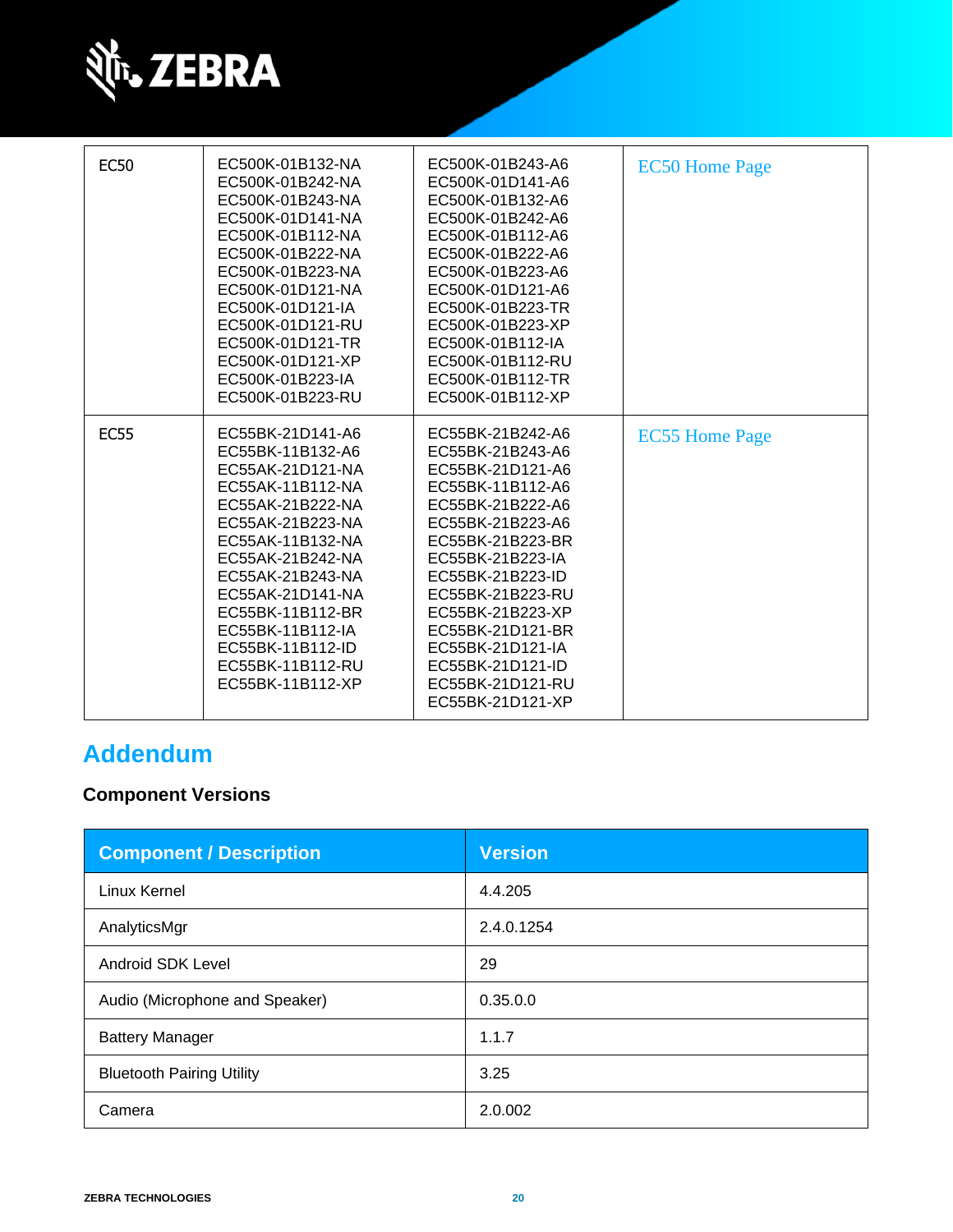| | | | |
|---|---|---|---|
| EC50 | EC500K-01B132-NA<br>EC500K-01B242-NA<br>EC500K-01B243-NA<br>EC500K-01D141-NA<br>EC500K-01B112-NA<br>EC500K-01B222-NA<br>EC500K-01B223-NA<br>EC500K-01D121-NA<br>EC500K-01D121-IA<br>EC500K-01D121-RU<br>EC500K-01D121-TR<br>EC500K-01D121-XP<br>EC500K-01B223-IA<br>EC500K-01B223-RU | EC500K-01B243-A6<br>EC500K-01D141-A6<br>EC500K-01B132-A6<br>EC500K-01B242-A6<br>EC500K-01B112-A6<br>EC500K-01B222-A6<br>EC500K-01B223-A6<br>EC500K-01D121-A6<br>EC500K-01B223-TR<br>EC500K-01B223-XP<br>EC500K-01B112-IA<br>EC500K-01B112-RU<br>EC500K-01B112-TR<br>EC500K-01B112-XP | EC50 Home Page |
| EC55 | EC55BK-21D141-A6<br>EC55BK-11B132-A6<br>EC55AK-21D121-NA<br>EC55AK-11B112-NA<br>EC55AK-21B222-NA<br>EC55AK-21B223-NA<br>EC55AK-11B132-NA<br>EC55AK-21B242-NA<br>EC55AK-21B243-NA<br>EC55AK-21D141-NA<br>EC55BK-11B112-BR<br>EC55BK-11B112-IA<br>EC55BK-11B112-ID<br>EC55BK-11B112-RU<br>EC55BK-11B112-XP | EC55BK-21B242-A6<br>EC55BK-21B243-A6<br>EC55BK-21D121-A6<br>EC55BK-11B112-A6<br>EC55BK-21B222-A6<br>EC55BK-21B223-A6<br>EC55BK-21B223-BR<br>EC55BK-21B223-IA<br>EC55BK-21B223-ID<br>EC55BK-21B223-RU<br>EC55BK-21B223-XP<br>EC55BK-21D121-BR<br>EC55BK-21D121-IA<br>EC55BK-21D121-ID<br>EC55BK-21D121-RU<br>EC55BK-21D121-XP | EC55 Home Page |

# Addendum

### Component Versions

| Component / Description | Version |
|---|---|
| Linux Kernel | 4.4.205 |
| AnalyticsMgr | 2.4.0.1254 |
| Android SDK Level | 29 |
| Audio (Microphone and Speaker) | 0.35.0.0 |
| Battery Manager | 1.1.7 |
| Bluetooth Pairing Utility | 3.25 |
| Camera | 2.0.002 |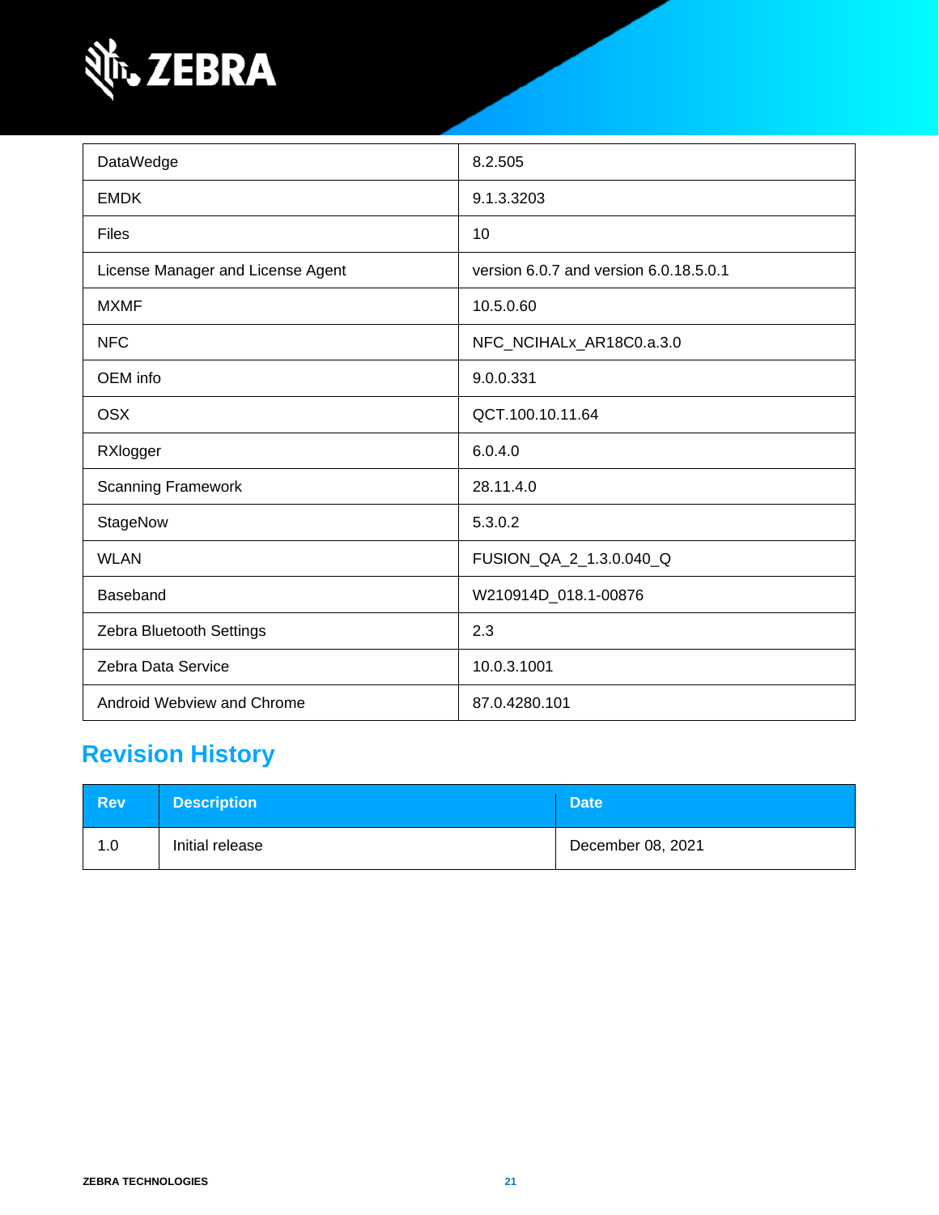| | |
|---|---|
| DataWedge | 8.2.505 |
| EMDK | 9.1.3.3203 |
| Files | 10 |
| License Manager and License Agent | version 6.0.7 and version 6.0.18.5.0.1 |
| MXMF | 10.5.0.60 |
| NFC | NFC_NCIHALx_AR18C0.a.3.0 |
| OEM info | 9.0.0.331 |
| OSX | QCT.100.10.11.64 |
| RXlogger | 6.0.4.0 |
| Scanning Framework | 28.11.4.0 |
| StageNow | 5.3.0.2 |
| WLAN | FUSION_QA_2_1.3.0.040_Q |
| Baseband | W210914D_018.1-00876 |
| Zebra Bluetooth Settings | 2.3 |
| Zebra Data Service | 10.0.3.1001 |
| Android Webview and Chrome | 87.0.4280.101 |

## Revision History

| Rev | Description | Date |
|---|---|---|
| 1.0 | Initial release | December 08, 2021 |